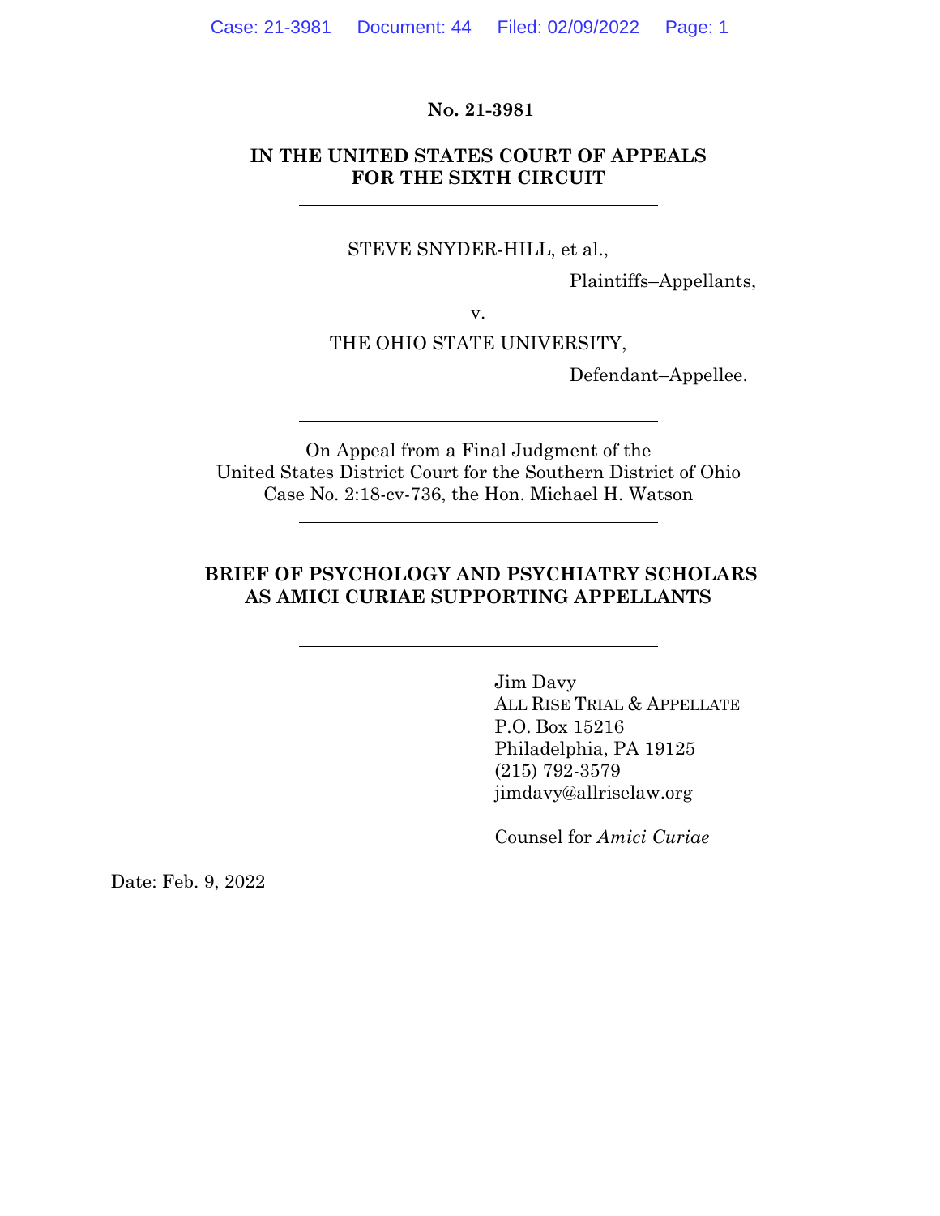**No. 21-3981**

---

**IN THE UNITED STATES COURT OF APPEALS FOR THE SIXTH CIRCUIT**

---

STEVE SNYDER-HILL, et al.,

Plaintiffs–Appellants,

v.

THE OHIO STATE UNIVERSITY,

Defendant–Appellee.

---

On Appeal from a Final Judgment of the United States District Court for the Southern District of Ohio Case No. 2:18-cv-736, the Hon. Michael H. Watson

---

**BRIEF OF PSYCHOLOGY AND PSYCHIATRY SCHOLARS AS AMICI CURIAE SUPPORTING APPELLANTS**

---

Jim Davy
ALL RISE TRIAL & APPELLATE
P.O. Box 15216
Philadelphia, PA 19125
(215) 792-3579
jimdavy@allriselaw.org

Counsel for *Amici Curiae*

Date: Feb. 9, 2022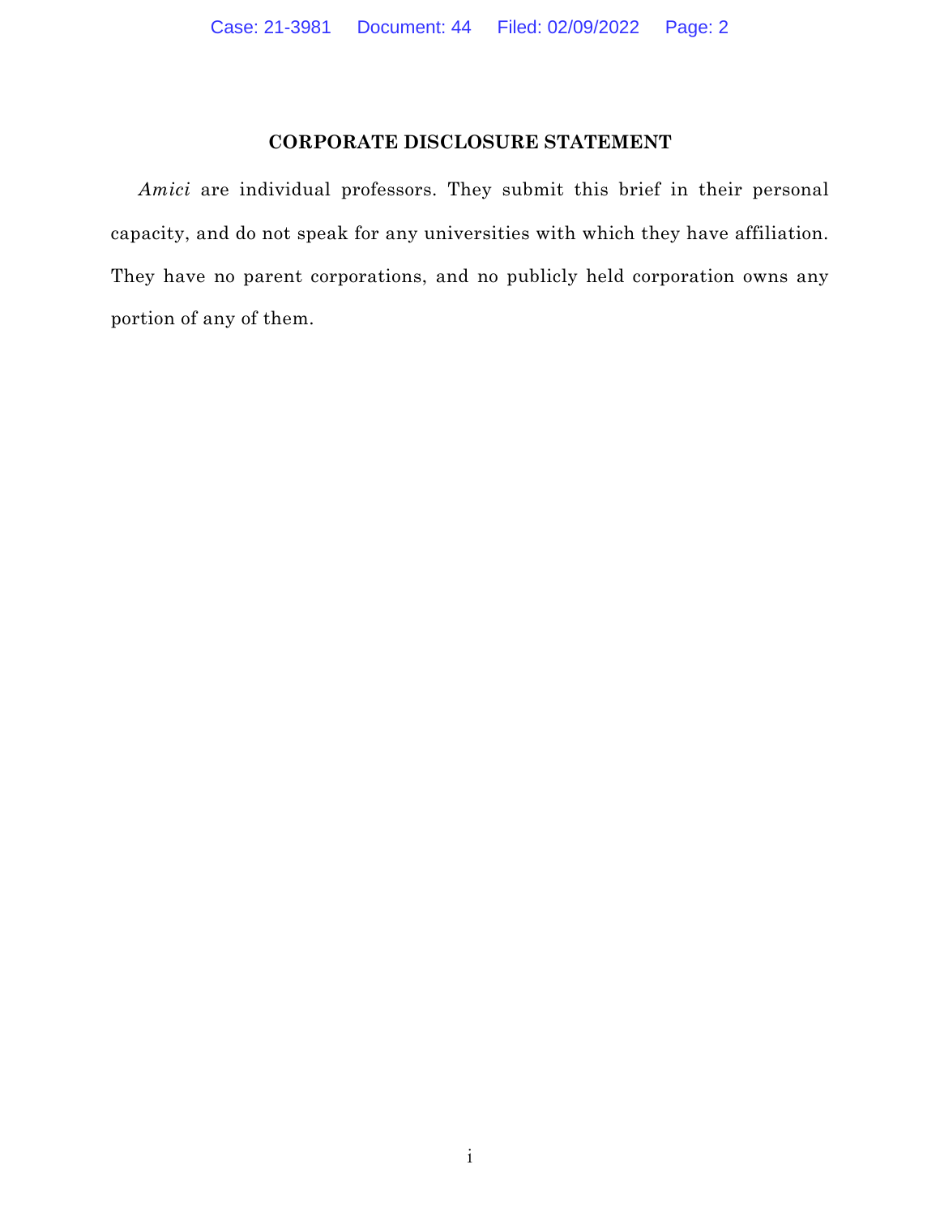## CORPORATE DISCLOSURE STATEMENT

*Amici* are individual professors. They submit this brief in their personal capacity, and do not speak for any universities with which they have affiliation. They have no parent corporations, and no publicly held corporation owns any portion of any of them.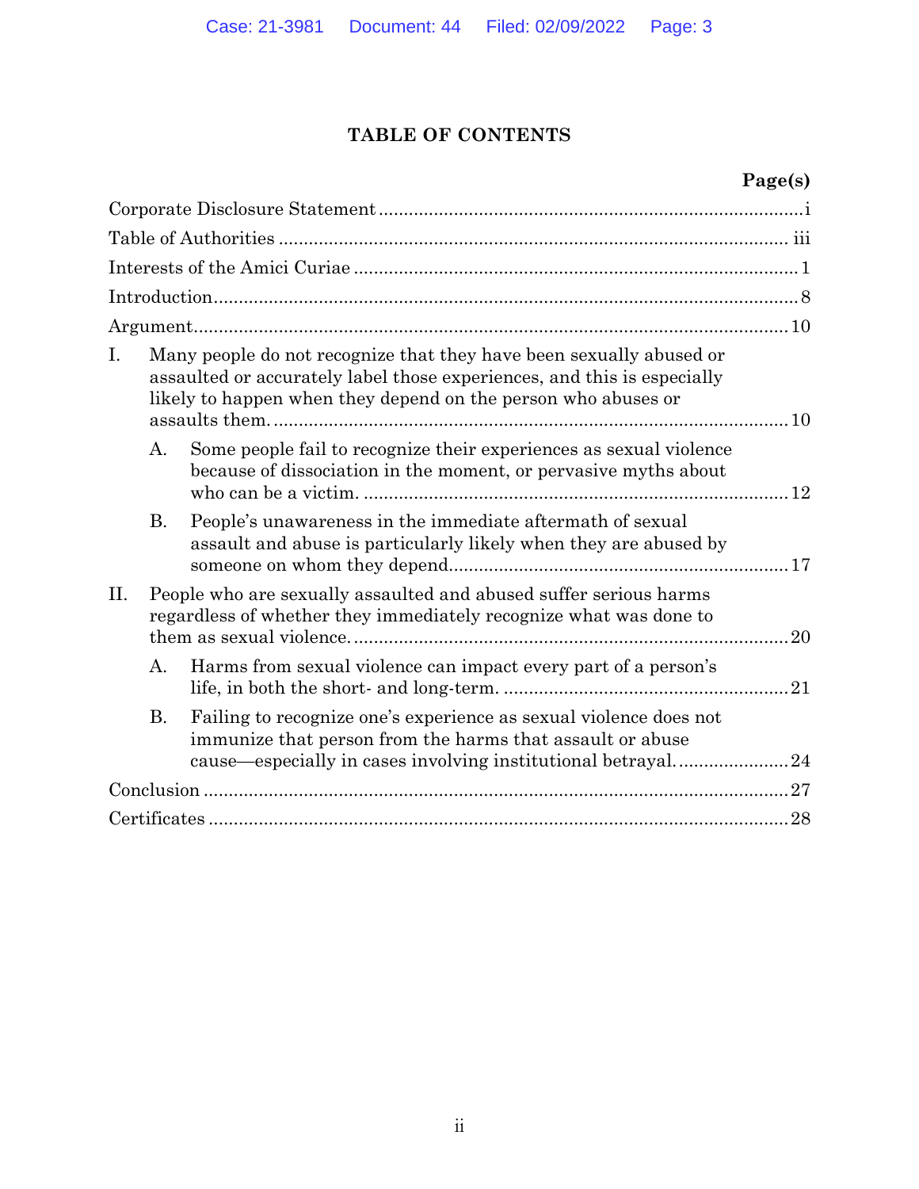## TABLE OF CONTENTS

| | Page(s) |
|---|---|
| Corporate Disclosure Statement | i |
| Table of Authorities | iii |
| Interests of the Amici Curiae | 1 |
| Introduction | 8 |
| Argument | 10 |
| I. Many people do not recognize that they have been sexually abused or assaulted or accurately label those experiences, and this is especially likely to happen when they depend on the person who abuses or assaults them. | 10 |
| A. Some people fail to recognize their experiences as sexual violence because of dissociation in the moment, or pervasive myths about who can be a victim. | 12 |
| B. People's unawareness in the immediate aftermath of sexual assault and abuse is particularly likely when they are abused by someone on whom they depend | 17 |
| II. People who are sexually assaulted and abused suffer serious harms regardless of whether they immediately recognize what was done to them as sexual violence. | 20 |
| A. Harms from sexual violence can impact every part of a person's life, in both the short- and long-term. | 21 |
| B. Failing to recognize one's experience as sexual violence does not immunize that person from the harms that assault or abuse cause—especially in cases involving institutional betrayal. | 24 |
| Conclusion | 27 |
| Certificates | 28 |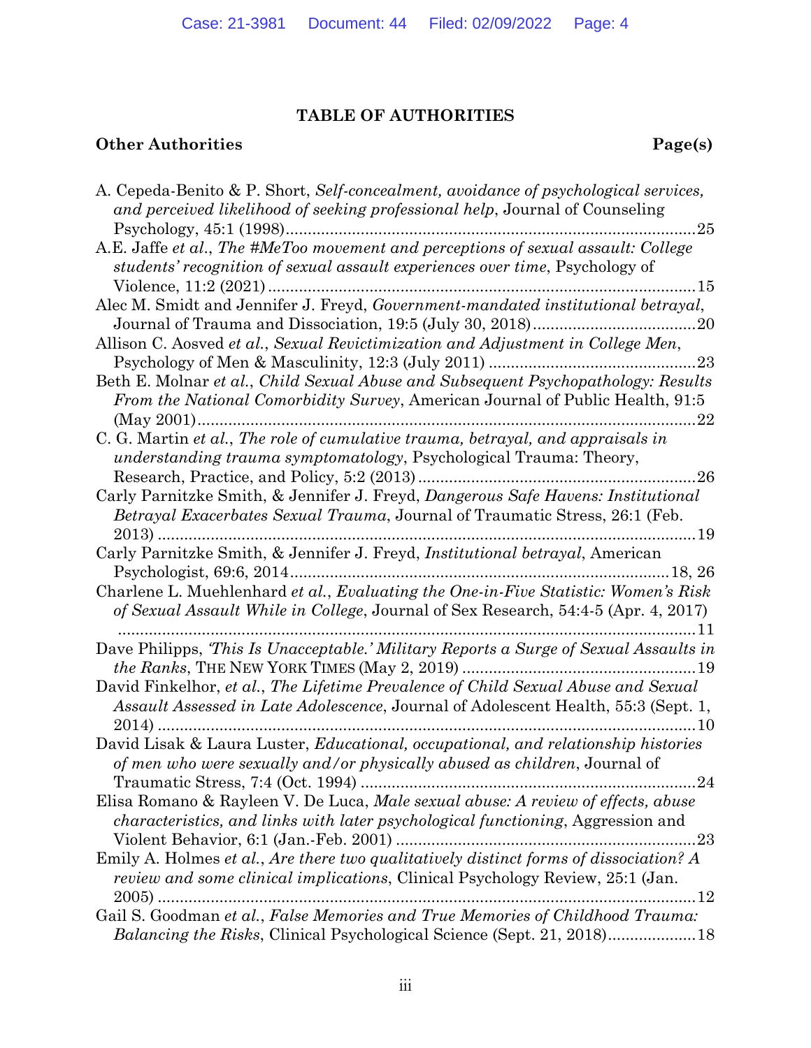# TABLE OF AUTHORITIES

**Other Authorities** **Page(s)**

A. Cepeda-Benito & P. Short, *Self-concealment, avoidance of psychological services, and perceived likelihood of seeking professional help*, Journal of Counseling Psychology, 45:1 (1998)....................25

A.E. Jaffe *et al.*, *The #MeToo movement and perceptions of sexual assault: College students' recognition of sexual assault experiences over time*, Psychology of Violence, 11:2 (2021)....................15

Alec M. Smidt and Jennifer J. Freyd, *Government-mandated institutional betrayal*, Journal of Trauma and Dissociation, 19:5 (July 30, 2018)....................20

Allison C. Aosved *et al.*, *Sexual Revictimization and Adjustment in College Men*, Psychology of Men & Masculinity, 12:3 (July 2011)....................23

Beth E. Molnar *et al.*, *Child Sexual Abuse and Subsequent Psychopathology: Results From the National Comorbidity Survey*, American Journal of Public Health, 91:5 (May 2001)....................22

C. G. Martin *et al.*, *The role of cumulative trauma, betrayal, and appraisals in understanding trauma symptomatology*, Psychological Trauma: Theory, Research, Practice, and Policy, 5:2 (2013)....................26

Carly Parnitzke Smith, & Jennifer J. Freyd, *Dangerous Safe Havens: Institutional Betrayal Exacerbates Sexual Trauma*, Journal of Traumatic Stress, 26:1 (Feb. 2013)....................19

Carly Parnitzke Smith, & Jennifer J. Freyd, *Institutional betrayal*, American Psychologist, 69:6, 2014....................18, 26

Charlene L. Muehlenhard *et al.*, *Evaluating the One-in-Five Statistic: Women's Risk of Sexual Assault While in College*, Journal of Sex Research, 54:4-5 (Apr. 4, 2017)....................11

Dave Philipps, *'This Is Unacceptable.' Military Reports a Surge of Sexual Assaults in the Ranks*, THE NEW YORK TIMES (May 2, 2019)....................19

David Finkelhor, *et al.*, *The Lifetime Prevalence of Child Sexual Abuse and Sexual Assault Assessed in Late Adolescence*, Journal of Adolescent Health, 55:3 (Sept. 1, 2014)....................10

David Lisak & Laura Luster, *Educational, occupational, and relationship histories of men who were sexually and/or physically abused as children*, Journal of Traumatic Stress, 7:4 (Oct. 1994)....................24

Elisa Romano & Rayleen V. De Luca, *Male sexual abuse: A review of effects, abuse characteristics, and links with later psychological functioning*, Aggression and Violent Behavior, 6:1 (Jan.-Feb. 2001)....................23

Emily A. Holmes *et al.*, *Are there two qualitatively distinct forms of dissociation? A review and some clinical implications*, Clinical Psychology Review, 25:1 (Jan. 2005)....................12

Gail S. Goodman *et al.*, *False Memories and True Memories of Childhood Trauma: Balancing the Risks*, Clinical Psychological Science (Sept. 21, 2018)....................18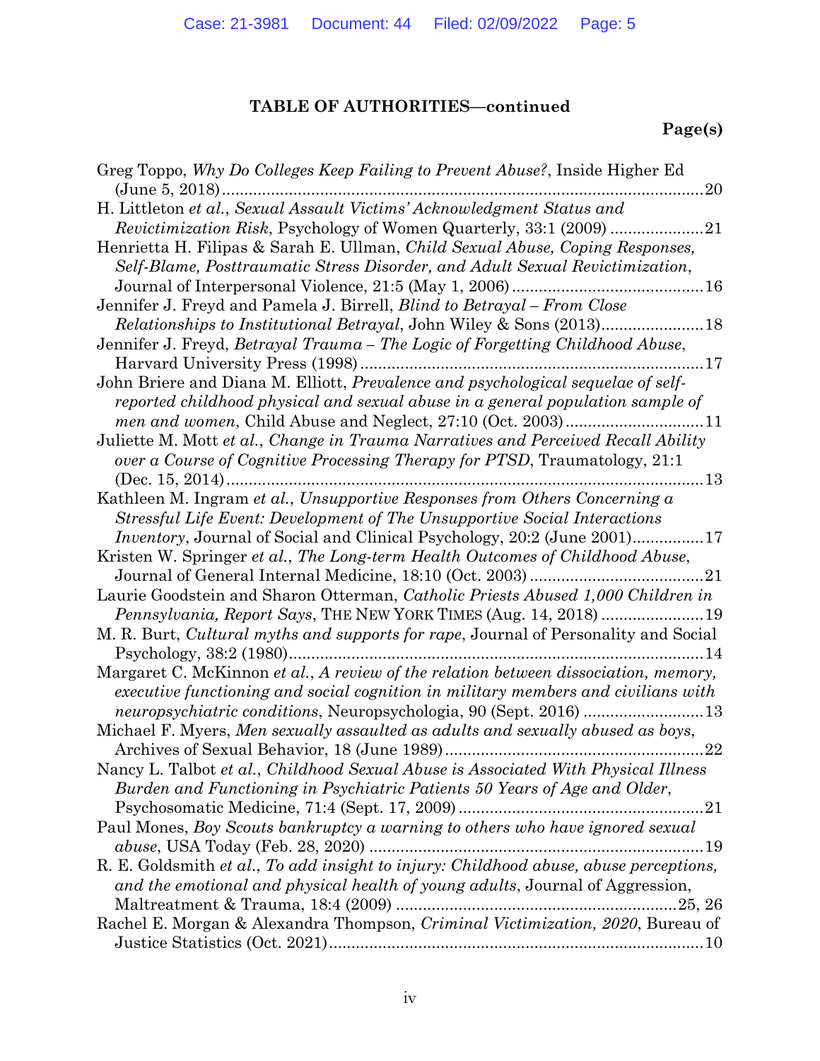**TABLE OF AUTHORITIES—continued**

**Page(s)**

Greg Toppo, *Why Do Colleges Keep Failing to Prevent Abuse?*, Inside Higher Ed (June 5, 2018)......20

H. Littleton *et al.*, *Sexual Assault Victims' Acknowledgment Status and Revictimization Risk*, Psychology of Women Quarterly, 33:1 (2009)......21

Henrietta H. Filipas & Sarah E. Ullman, *Child Sexual Abuse, Coping Responses, Self-Blame, Posttraumatic Stress Disorder, and Adult Sexual Revictimization*, Journal of Interpersonal Violence, 21:5 (May 1, 2006)......16

Jennifer J. Freyd and Pamela J. Birrell, *Blind to Betrayal – From Close Relationships to Institutional Betrayal*, John Wiley & Sons (2013)......18

Jennifer J. Freyd, *Betrayal Trauma – The Logic of Forgetting Childhood Abuse*, Harvard University Press (1998)......17

John Briere and Diana M. Elliott, *Prevalence and psychological sequelae of self-reported childhood physical and sexual abuse in a general population sample of men and women*, Child Abuse and Neglect, 27:10 (Oct. 2003)......11

Juliette M. Mott *et al.*, *Change in Trauma Narratives and Perceived Recall Ability over a Course of Cognitive Processing Therapy for PTSD*, Traumatology, 21:1 (Dec. 15, 2014)......13

Kathleen M. Ingram *et al.*, *Unsupportive Responses from Others Concerning a Stressful Life Event: Development of The Unsupportive Social Interactions Inventory*, Journal of Social and Clinical Psychology, 20:2 (June 2001)......17

Kristen W. Springer *et al.*, *The Long-term Health Outcomes of Childhood Abuse*, Journal of General Internal Medicine, 18:10 (Oct. 2003)......21

Laurie Goodstein and Sharon Otterman, *Catholic Priests Abused 1,000 Children in Pennsylvania, Report Says*, THE NEW YORK TIMES (Aug. 14, 2018)......19

M. R. Burt, *Cultural myths and supports for rape*, Journal of Personality and Social Psychology, 38:2 (1980)......14

Margaret C. McKinnon *et al.*, *A review of the relation between dissociation, memory, executive functioning and social cognition in military members and civilians with neuropsychiatric conditions*, Neuropsychologia, 90 (Sept. 2016)......13

Michael F. Myers, *Men sexually assaulted as adults and sexually abused as boys*, Archives of Sexual Behavior, 18 (June 1989)......22

Nancy L. Talbot *et al.*, *Childhood Sexual Abuse is Associated With Physical Illness Burden and Functioning in Psychiatric Patients 50 Years of Age and Older*, Psychosomatic Medicine, 71:4 (Sept. 17, 2009)......21

Paul Mones, *Boy Scouts bankruptcy a warning to others who have ignored sexual abuse*, USA Today (Feb. 28, 2020)......19

R. E. Goldsmith *et al.*, *To add insight to injury: Childhood abuse, abuse perceptions, and the emotional and physical health of young adults*, Journal of Aggression, Maltreatment & Trauma, 18:4 (2009)......25, 26

Rachel E. Morgan & Alexandra Thompson, *Criminal Victimization, 2020*, Bureau of Justice Statistics (Oct. 2021)......10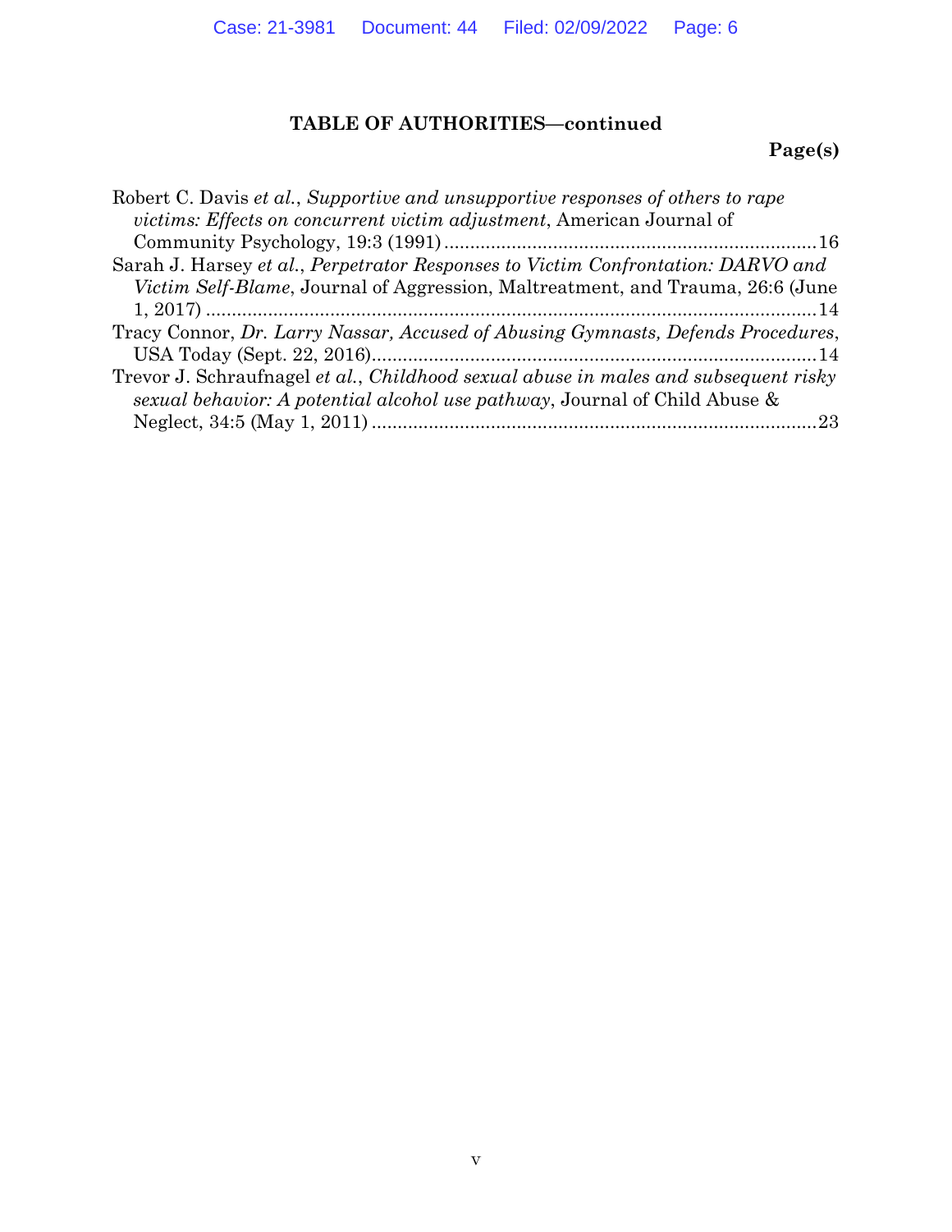**TABLE OF AUTHORITIES—continued**

**Page(s)**

Robert C. Davis *et al.*, *Supportive and unsupportive responses of others to rape victims: Effects on concurrent victim adjustment*, American Journal of Community Psychology, 19:3 (1991) .......................................................................16

Sarah J. Harsey *et al.*, *Perpetrator Responses to Victim Confrontation: DARVO and Victim Self-Blame*, Journal of Aggression, Maltreatment, and Trauma, 26:6 (June 1, 2017) .......................................................................................................14

Tracy Connor, *Dr. Larry Nassar, Accused of Abusing Gymnasts, Defends Procedures*, USA Today (Sept. 22, 2016).....................................................................................14

Trevor J. Schraufnagel *et al.*, *Childhood sexual abuse in males and subsequent risky sexual behavior: A potential alcohol use pathway*, Journal of Child Abuse & Neglect, 34:5 (May 1, 2011) .....................................................................................23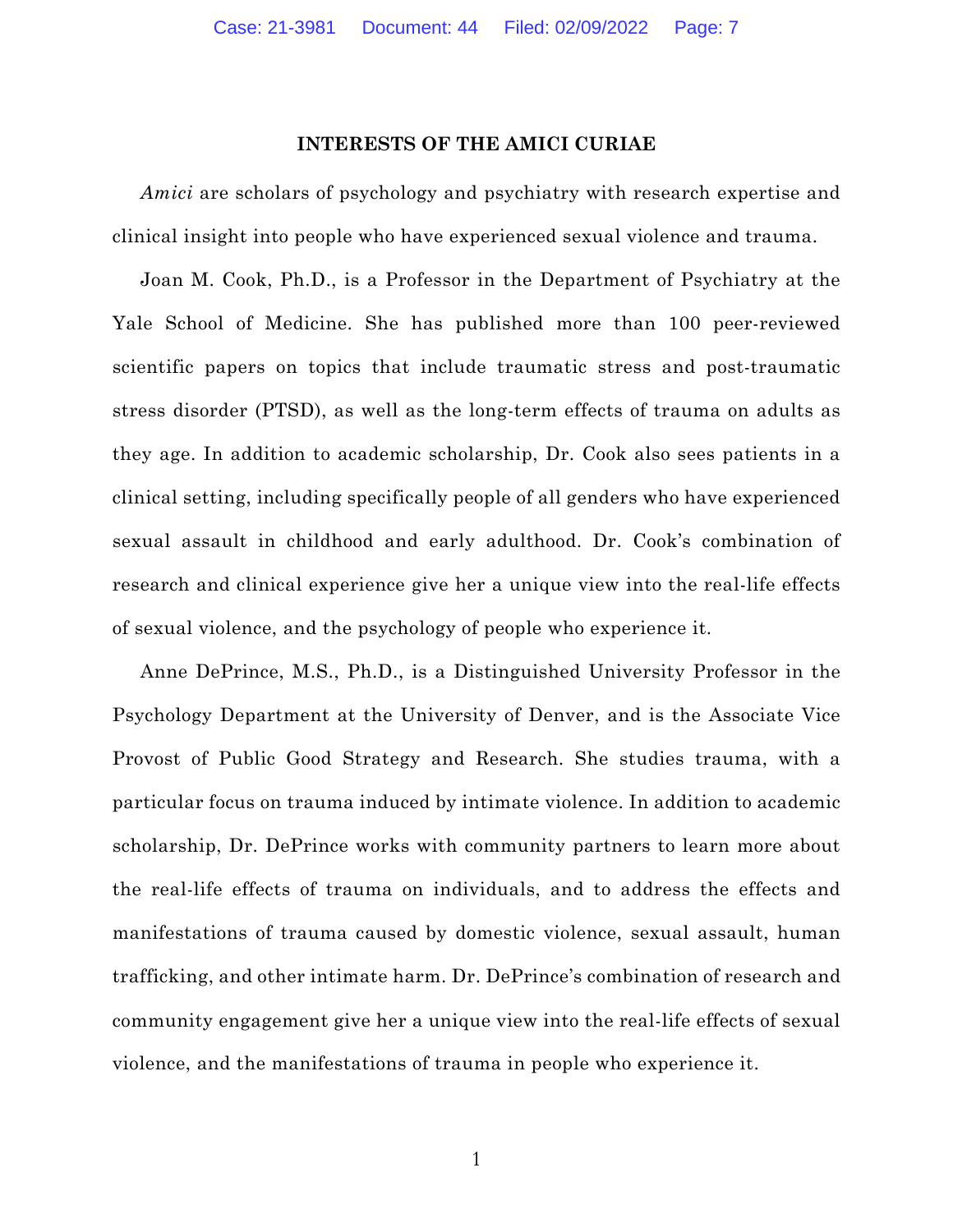## INTERESTS OF THE AMICI CURIAE

*Amici* are scholars of psychology and psychiatry with research expertise and clinical insight into people who have experienced sexual violence and trauma.

Joan M. Cook, Ph.D., is a Professor in the Department of Psychiatry at the Yale School of Medicine. She has published more than 100 peer-reviewed scientific papers on topics that include traumatic stress and post-traumatic stress disorder (PTSD), as well as the long-term effects of trauma on adults as they age. In addition to academic scholarship, Dr. Cook also sees patients in a clinical setting, including specifically people of all genders who have experienced sexual assault in childhood and early adulthood. Dr. Cook's combination of research and clinical experience give her a unique view into the real-life effects of sexual violence, and the psychology of people who experience it.

Anne DePrince, M.S., Ph.D., is a Distinguished University Professor in the Psychology Department at the University of Denver, and is the Associate Vice Provost of Public Good Strategy and Research. She studies trauma, with a particular focus on trauma induced by intimate violence. In addition to academic scholarship, Dr. DePrince works with community partners to learn more about the real-life effects of trauma on individuals, and to address the effects and manifestations of trauma caused by domestic violence, sexual assault, human trafficking, and other intimate harm. Dr. DePrince's combination of research and community engagement give her a unique view into the real-life effects of sexual violence, and the manifestations of trauma in people who experience it.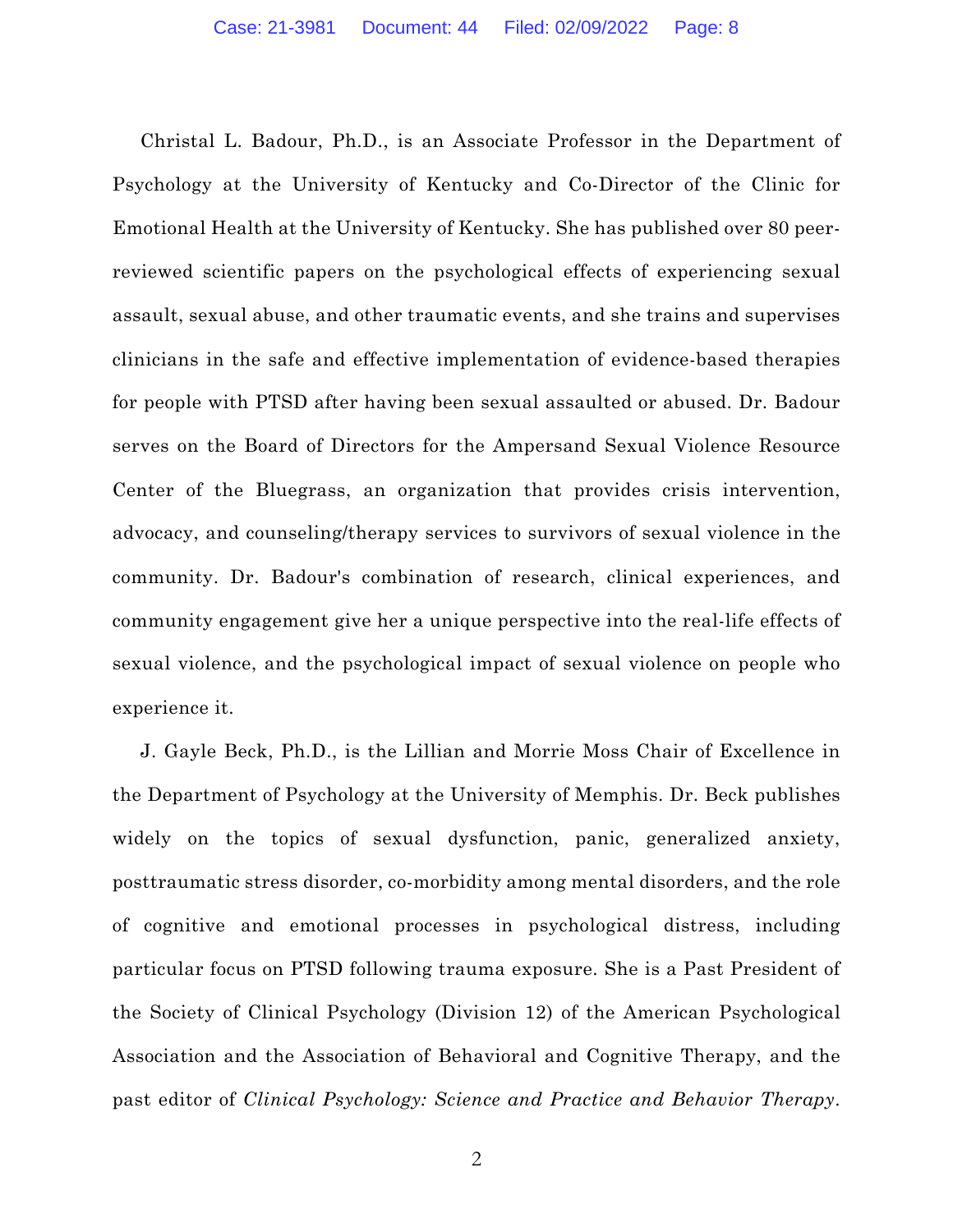Christal L. Badour, Ph.D., is an Associate Professor in the Department of Psychology at the University of Kentucky and Co-Director of the Clinic for Emotional Health at the University of Kentucky. She has published over 80 peer-reviewed scientific papers on the psychological effects of experiencing sexual assault, sexual abuse, and other traumatic events, and she trains and supervises clinicians in the safe and effective implementation of evidence-based therapies for people with PTSD after having been sexual assaulted or abused. Dr. Badour serves on the Board of Directors for the Ampersand Sexual Violence Resource Center of the Bluegrass, an organization that provides crisis intervention, advocacy, and counseling/therapy services to survivors of sexual violence in the community. Dr. Badour's combination of research, clinical experiences, and community engagement give her a unique perspective into the real-life effects of sexual violence, and the psychological impact of sexual violence on people who experience it.

J. Gayle Beck, Ph.D., is the Lillian and Morrie Moss Chair of Excellence in the Department of Psychology at the University of Memphis. Dr. Beck publishes widely on the topics of sexual dysfunction, panic, generalized anxiety, posttraumatic stress disorder, co-morbidity among mental disorders, and the role of cognitive and emotional processes in psychological distress, including particular focus on PTSD following trauma exposure. She is a Past President of the Society of Clinical Psychology (Division 12) of the American Psychological Association and the Association of Behavioral and Cognitive Therapy, and the past editor of *Clinical Psychology: Science and Practice and Behavior Therapy*.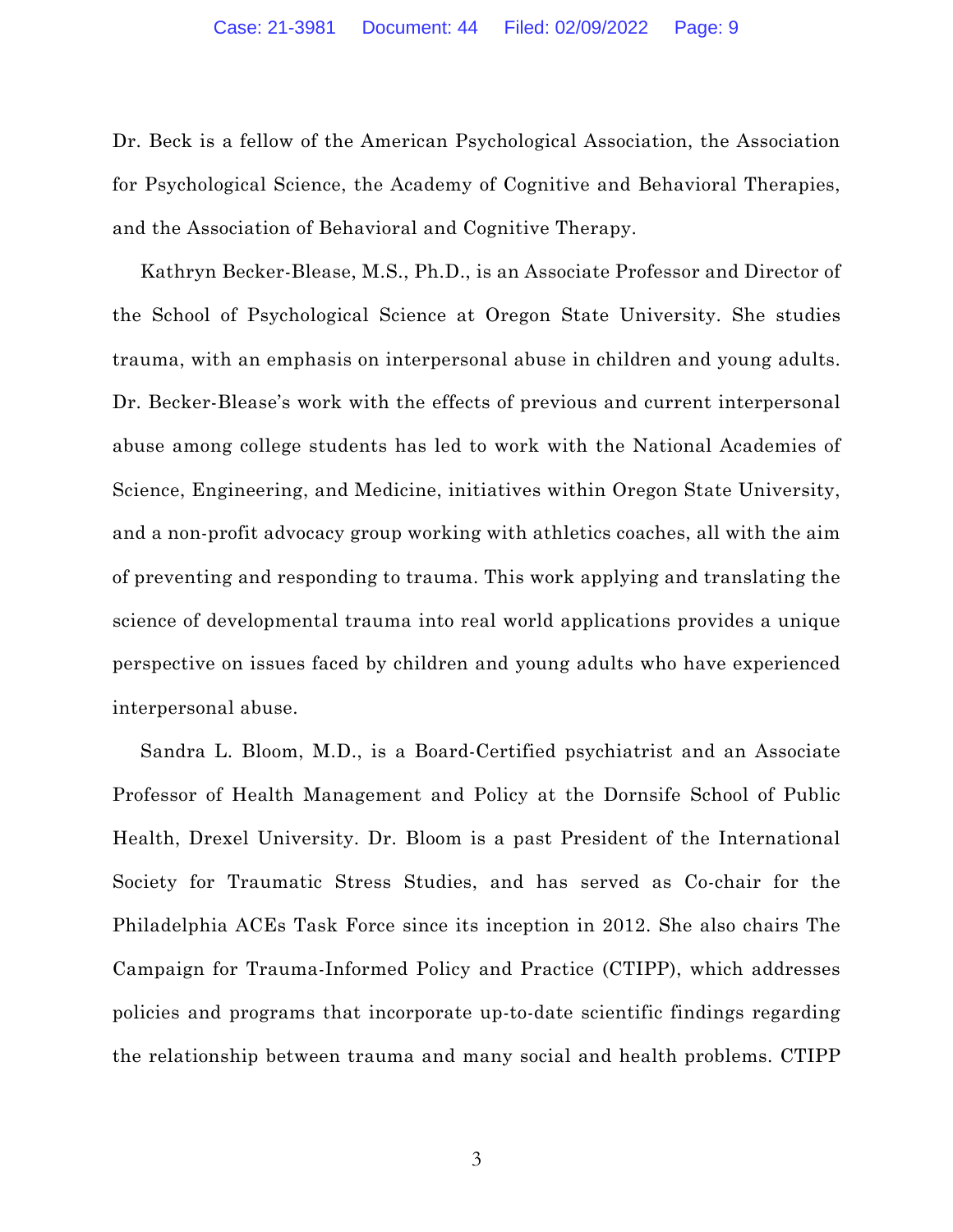Dr. Beck is a fellow of the American Psychological Association, the Association for Psychological Science, the Academy of Cognitive and Behavioral Therapies, and the Association of Behavioral and Cognitive Therapy.

Kathryn Becker-Blease, M.S., Ph.D., is an Associate Professor and Director of the School of Psychological Science at Oregon State University. She studies trauma, with an emphasis on interpersonal abuse in children and young adults. Dr. Becker-Blease's work with the effects of previous and current interpersonal abuse among college students has led to work with the National Academies of Science, Engineering, and Medicine, initiatives within Oregon State University, and a non-profit advocacy group working with athletics coaches, all with the aim of preventing and responding to trauma. This work applying and translating the science of developmental trauma into real world applications provides a unique perspective on issues faced by children and young adults who have experienced interpersonal abuse.

Sandra L. Bloom, M.D., is a Board-Certified psychiatrist and an Associate Professor of Health Management and Policy at the Dornsife School of Public Health, Drexel University. Dr. Bloom is a past President of the International Society for Traumatic Stress Studies, and has served as Co-chair for the Philadelphia ACEs Task Force since its inception in 2012. She also chairs The Campaign for Trauma-Informed Policy and Practice (CTIPP), which addresses policies and programs that incorporate up-to-date scientific findings regarding the relationship between trauma and many social and health problems. CTIPP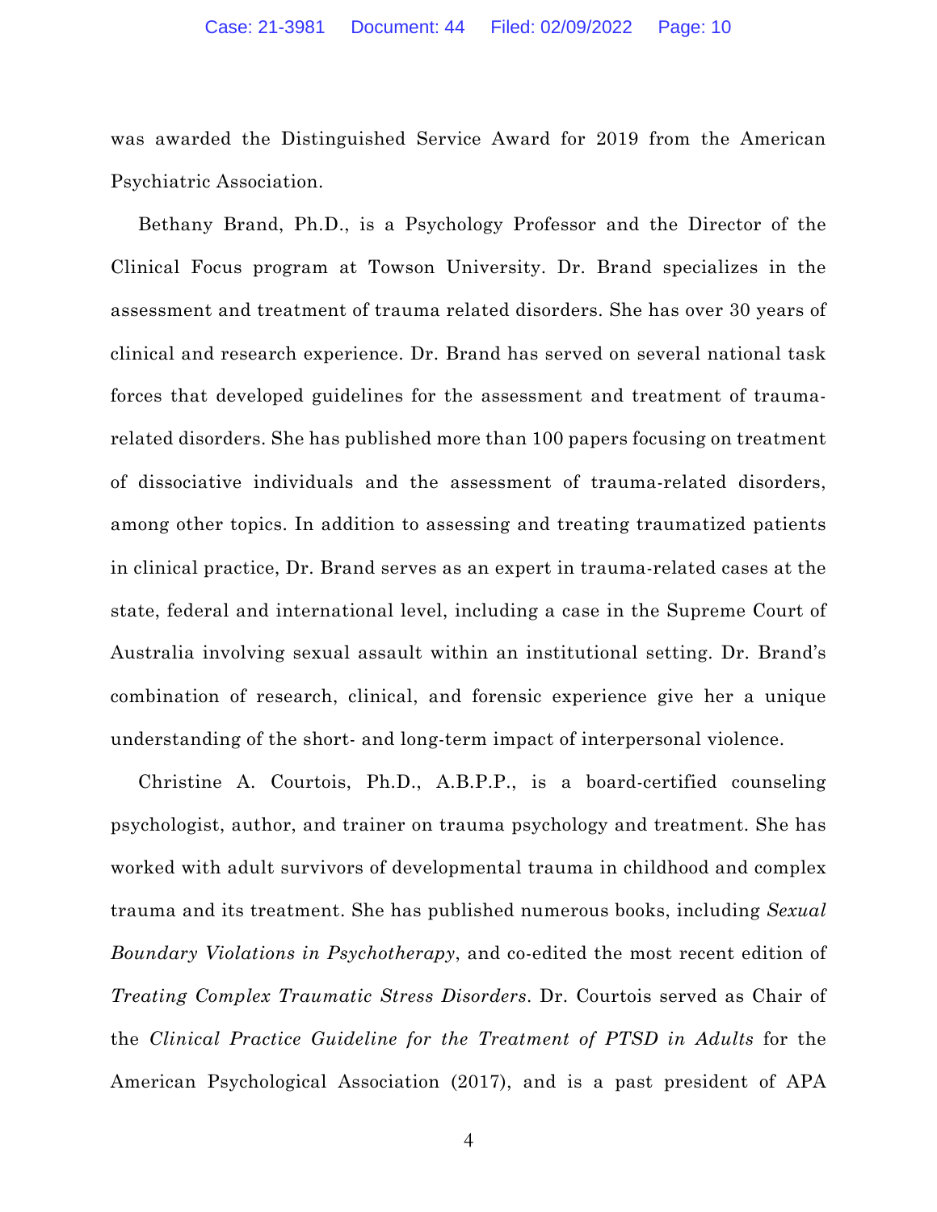was awarded the Distinguished Service Award for 2019 from the American Psychiatric Association.

Bethany Brand, Ph.D., is a Psychology Professor and the Director of the Clinical Focus program at Towson University. Dr. Brand specializes in the assessment and treatment of trauma related disorders. She has over 30 years of clinical and research experience. Dr. Brand has served on several national task forces that developed guidelines for the assessment and treatment of trauma-related disorders. She has published more than 100 papers focusing on treatment of dissociative individuals and the assessment of trauma-related disorders, among other topics. In addition to assessing and treating traumatized patients in clinical practice, Dr. Brand serves as an expert in trauma-related cases at the state, federal and international level, including a case in the Supreme Court of Australia involving sexual assault within an institutional setting. Dr. Brand's combination of research, clinical, and forensic experience give her a unique understanding of the short- and long-term impact of interpersonal violence.

Christine A. Courtois, Ph.D., A.B.P.P., is a board-certified counseling psychologist, author, and trainer on trauma psychology and treatment. She has worked with adult survivors of developmental trauma in childhood and complex trauma and its treatment. She has published numerous books, including *Sexual Boundary Violations in Psychotherapy*, and co-edited the most recent edition of *Treating Complex Traumatic Stress Disorders*. Dr. Courtois served as Chair of the *Clinical Practice Guideline for the Treatment of PTSD in Adults* for the American Psychological Association (2017), and is a past president of APA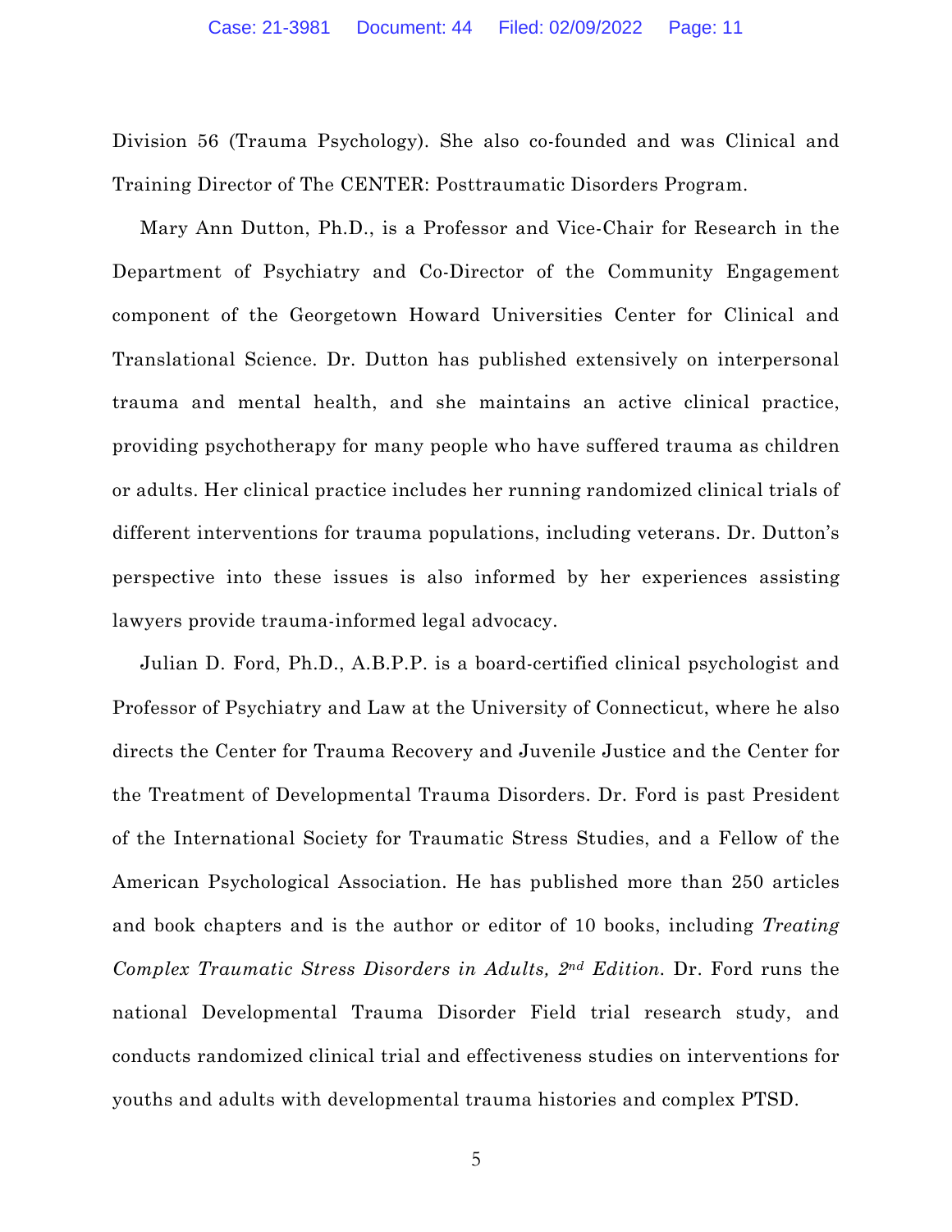Division 56 (Trauma Psychology). She also co-founded and was Clinical and Training Director of The CENTER: Posttraumatic Disorders Program.

Mary Ann Dutton, Ph.D., is a Professor and Vice-Chair for Research in the Department of Psychiatry and Co-Director of the Community Engagement component of the Georgetown Howard Universities Center for Clinical and Translational Science. Dr. Dutton has published extensively on interpersonal trauma and mental health, and she maintains an active clinical practice, providing psychotherapy for many people who have suffered trauma as children or adults. Her clinical practice includes her running randomized clinical trials of different interventions for trauma populations, including veterans. Dr. Dutton's perspective into these issues is also informed by her experiences assisting lawyers provide trauma-informed legal advocacy.

Julian D. Ford, Ph.D., A.B.P.P. is a board-certified clinical psychologist and Professor of Psychiatry and Law at the University of Connecticut, where he also directs the Center for Trauma Recovery and Juvenile Justice and the Center for the Treatment of Developmental Trauma Disorders. Dr. Ford is past President of the International Society for Traumatic Stress Studies, and a Fellow of the American Psychological Association. He has published more than 250 articles and book chapters and is the author or editor of 10 books, including *Treating Complex Traumatic Stress Disorders in Adults, 2nd Edition.* Dr. Ford runs the national Developmental Trauma Disorder Field trial research study, and conducts randomized clinical trial and effectiveness studies on interventions for youths and adults with developmental trauma histories and complex PTSD.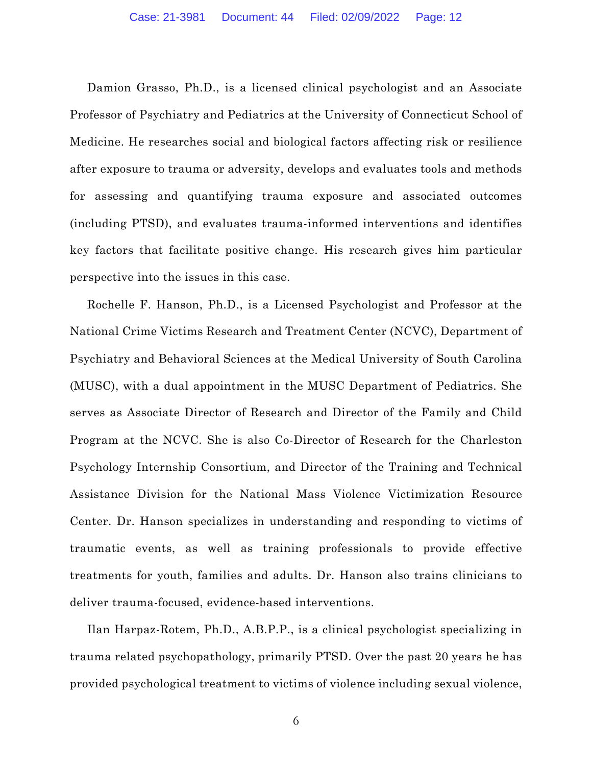Damion Grasso, Ph.D., is a licensed clinical psychologist and an Associate Professor of Psychiatry and Pediatrics at the University of Connecticut School of Medicine. He researches social and biological factors affecting risk or resilience after exposure to trauma or adversity, develops and evaluates tools and methods for assessing and quantifying trauma exposure and associated outcomes (including PTSD), and evaluates trauma-informed interventions and identifies key factors that facilitate positive change. His research gives him particular perspective into the issues in this case.

Rochelle F. Hanson, Ph.D., is a Licensed Psychologist and Professor at the National Crime Victims Research and Treatment Center (NCVC), Department of Psychiatry and Behavioral Sciences at the Medical University of South Carolina (MUSC), with a dual appointment in the MUSC Department of Pediatrics. She serves as Associate Director of Research and Director of the Family and Child Program at the NCVC. She is also Co-Director of Research for the Charleston Psychology Internship Consortium, and Director of the Training and Technical Assistance Division for the National Mass Violence Victimization Resource Center. Dr. Hanson specializes in understanding and responding to victims of traumatic events, as well as training professionals to provide effective treatments for youth, families and adults. Dr. Hanson also trains clinicians to deliver trauma-focused, evidence-based interventions.

Ilan Harpaz-Rotem, Ph.D., A.B.P.P., is a clinical psychologist specializing in trauma related psychopathology, primarily PTSD. Over the past 20 years he has provided psychological treatment to victims of violence including sexual violence,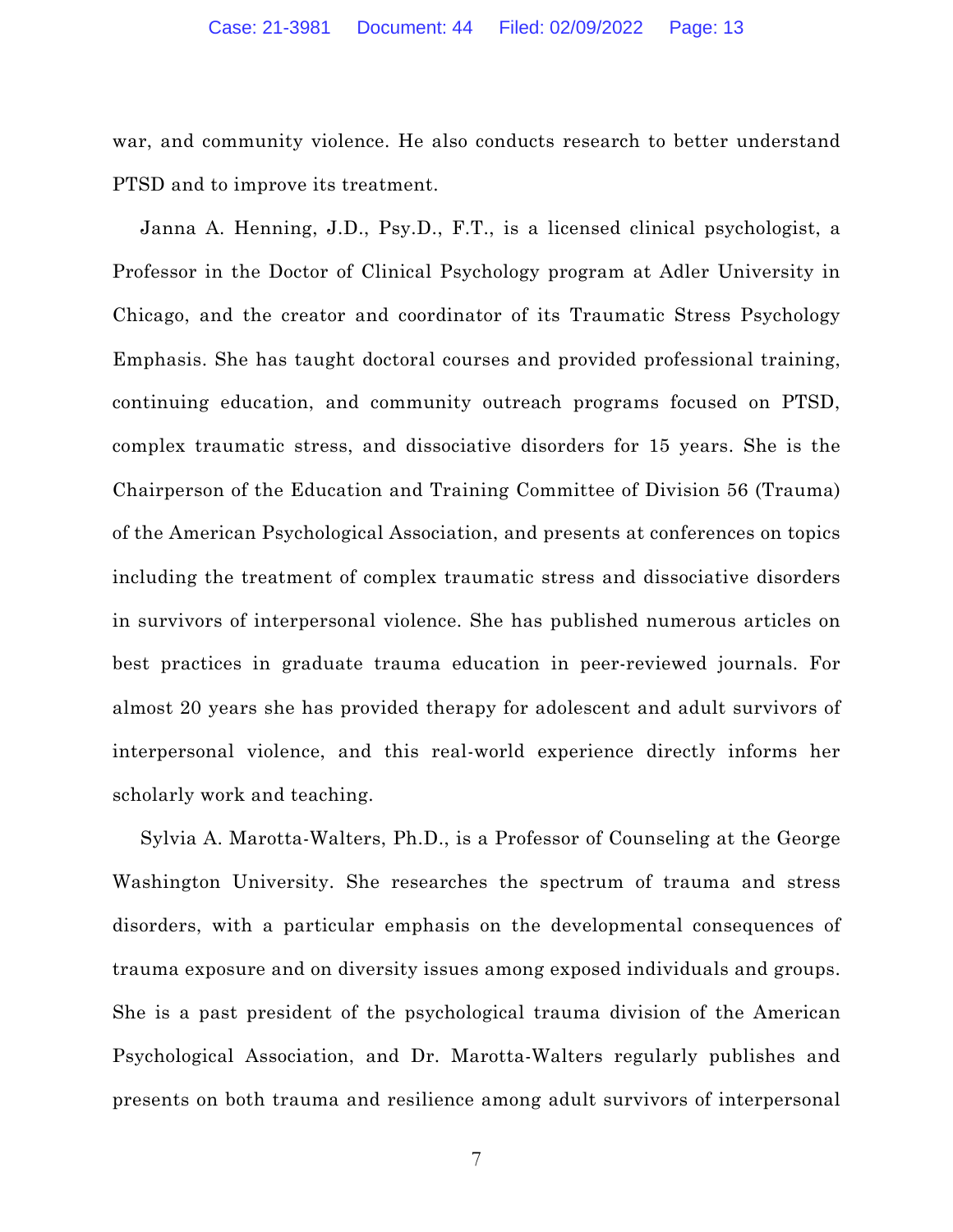war, and community violence. He also conducts research to better understand PTSD and to improve its treatment.

Janna A. Henning, J.D., Psy.D., F.T., is a licensed clinical psychologist, a Professor in the Doctor of Clinical Psychology program at Adler University in Chicago, and the creator and coordinator of its Traumatic Stress Psychology Emphasis. She has taught doctoral courses and provided professional training, continuing education, and community outreach programs focused on PTSD, complex traumatic stress, and dissociative disorders for 15 years. She is the Chairperson of the Education and Training Committee of Division 56 (Trauma) of the American Psychological Association, and presents at conferences on topics including the treatment of complex traumatic stress and dissociative disorders in survivors of interpersonal violence. She has published numerous articles on best practices in graduate trauma education in peer-reviewed journals. For almost 20 years she has provided therapy for adolescent and adult survivors of interpersonal violence, and this real-world experience directly informs her scholarly work and teaching.

Sylvia A. Marotta-Walters, Ph.D., is a Professor of Counseling at the George Washington University. She researches the spectrum of trauma and stress disorders, with a particular emphasis on the developmental consequences of trauma exposure and on diversity issues among exposed individuals and groups. She is a past president of the psychological trauma division of the American Psychological Association, and Dr. Marotta-Walters regularly publishes and presents on both trauma and resilience among adult survivors of interpersonal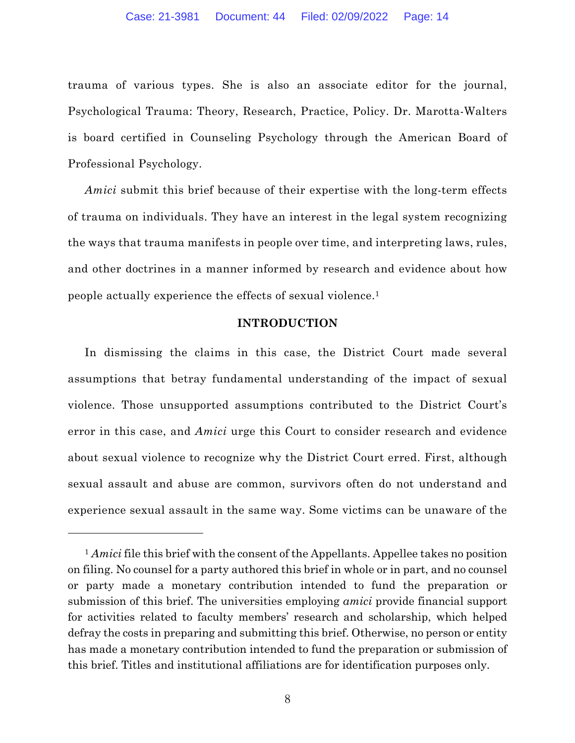trauma of various types. She is also an associate editor for the journal, Psychological Trauma: Theory, Research, Practice, Policy. Dr. Marotta-Walters is board certified in Counseling Psychology through the American Board of Professional Psychology.

*Amici* submit this brief because of their expertise with the long-term effects of trauma on individuals. They have an interest in the legal system recognizing the ways that trauma manifests in people over time, and interpreting laws, rules, and other doctrines in a manner informed by research and evidence about how people actually experience the effects of sexual violence.[1]

## INTRODUCTION

In dismissing the claims in this case, the District Court made several assumptions that betray fundamental understanding of the impact of sexual violence. Those unsupported assumptions contributed to the District Court's error in this case, and *Amici* urge this Court to consider research and evidence about sexual violence to recognize why the District Court erred. First, although sexual assault and abuse are common, survivors often do not understand and experience sexual assault in the same way. Some victims can be unaware of the

---

[1] *Amici* file this brief with the consent of the Appellants. Appellee takes no position on filing. No counsel for a party authored this brief in whole or in part, and no counsel or party made a monetary contribution intended to fund the preparation or submission of this brief. The universities employing *amici* provide financial support for activities related to faculty members' research and scholarship, which helped defray the costs in preparing and submitting this brief. Otherwise, no person or entity has made a monetary contribution intended to fund the preparation or submission of this brief. Titles and institutional affiliations are for identification purposes only.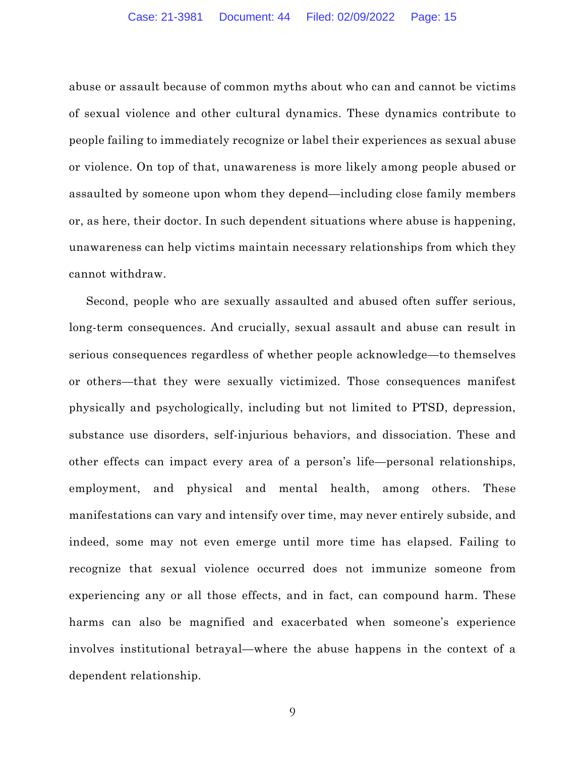abuse or assault because of common myths about who can and cannot be victims of sexual violence and other cultural dynamics. These dynamics contribute to people failing to immediately recognize or label their experiences as sexual abuse or violence. On top of that, unawareness is more likely among people abused or assaulted by someone upon whom they depend—including close family members or, as here, their doctor. In such dependent situations where abuse is happening, unawareness can help victims maintain necessary relationships from which they cannot withdraw.

Second, people who are sexually assaulted and abused often suffer serious, long-term consequences. And crucially, sexual assault and abuse can result in serious consequences regardless of whether people acknowledge—to themselves or others—that they were sexually victimized. Those consequences manifest physically and psychologically, including but not limited to PTSD, depression, substance use disorders, self-injurious behaviors, and dissociation. These and other effects can impact every area of a person's life—personal relationships, employment, and physical and mental health, among others. These manifestations can vary and intensify over time, may never entirely subside, and indeed, some may not even emerge until more time has elapsed. Failing to recognize that sexual violence occurred does not immunize someone from experiencing any or all those effects, and in fact, can compound harm. These harms can also be magnified and exacerbated when someone's experience involves institutional betrayal—where the abuse happens in the context of a dependent relationship.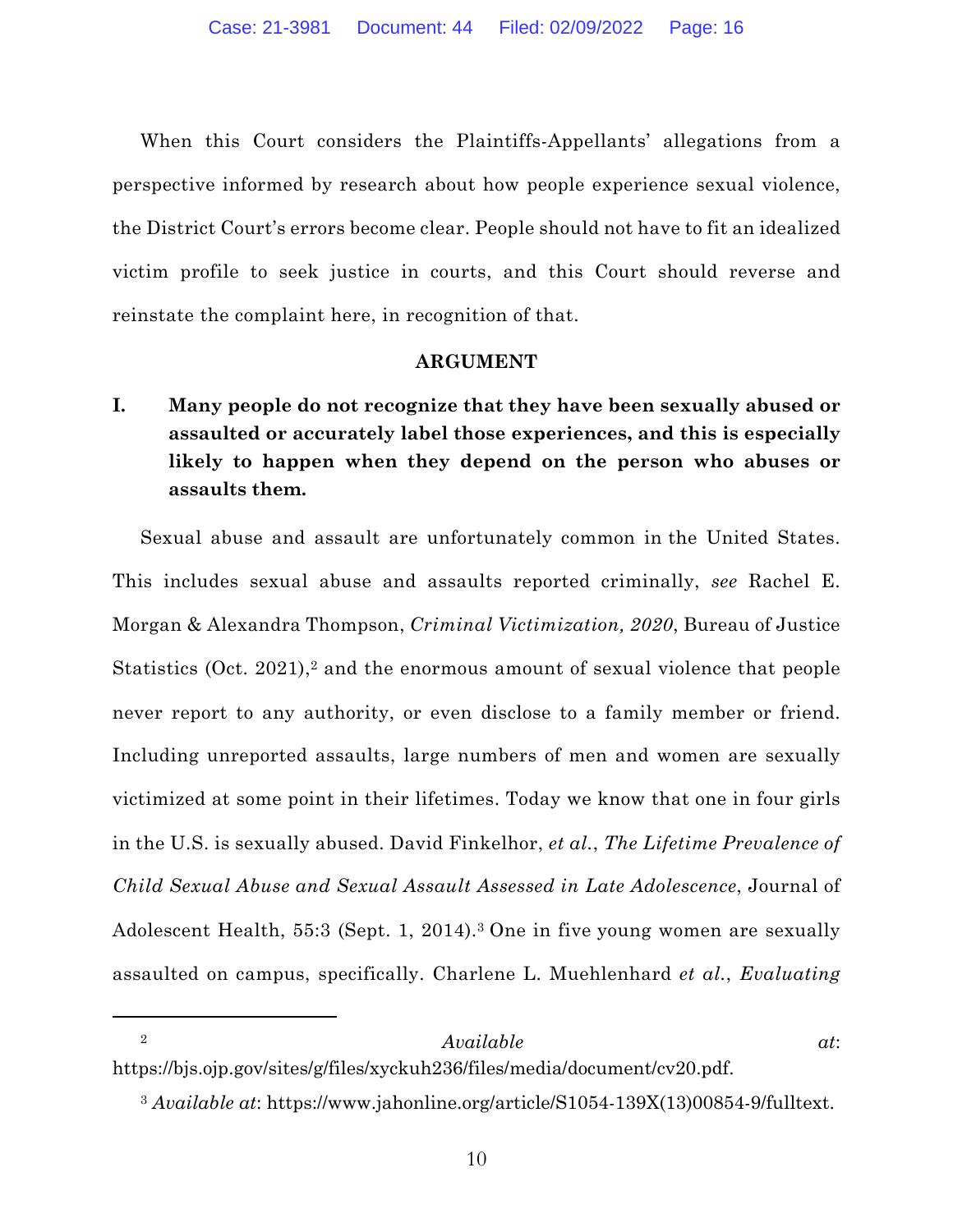When this Court considers the Plaintiffs-Appellants' allegations from a perspective informed by research about how people experience sexual violence, the District Court's errors become clear. People should not have to fit an idealized victim profile to seek justice in courts, and this Court should reverse and reinstate the complaint here, in recognition of that.

## ARGUMENT

### I. Many people do not recognize that they have been sexually abused or assaulted or accurately label those experiences, and this is especially likely to happen when they depend on the person who abuses or assaults them.

Sexual abuse and assault are unfortunately common in the United States. This includes sexual abuse and assaults reported criminally, *see* Rachel E. Morgan & Alexandra Thompson, *Criminal Victimization, 2020*, Bureau of Justice Statistics (Oct. 2021),[2] and the enormous amount of sexual violence that people never report to any authority, or even disclose to a family member or friend. Including unreported assaults, large numbers of men and women are sexually victimized at some point in their lifetimes. Today we know that one in four girls in the U.S. is sexually abused. David Finkelhor, *et al.*, *The Lifetime Prevalence of Child Sexual Abuse and Sexual Assault Assessed in Late Adolescence*, Journal of Adolescent Health, 55:3 (Sept. 1, 2014).[3] One in five young women are sexually assaulted on campus, specifically. Charlene L. Muehlenhard *et al.*, *Evaluating*

---

[2] *Available at*: https://bjs.ojp.gov/sites/g/files/xyckuh236/files/media/document/cv20.pdf.

[3] *Available at*: https://www.jahonline.org/article/S1054-139X(13)00854-9/fulltext.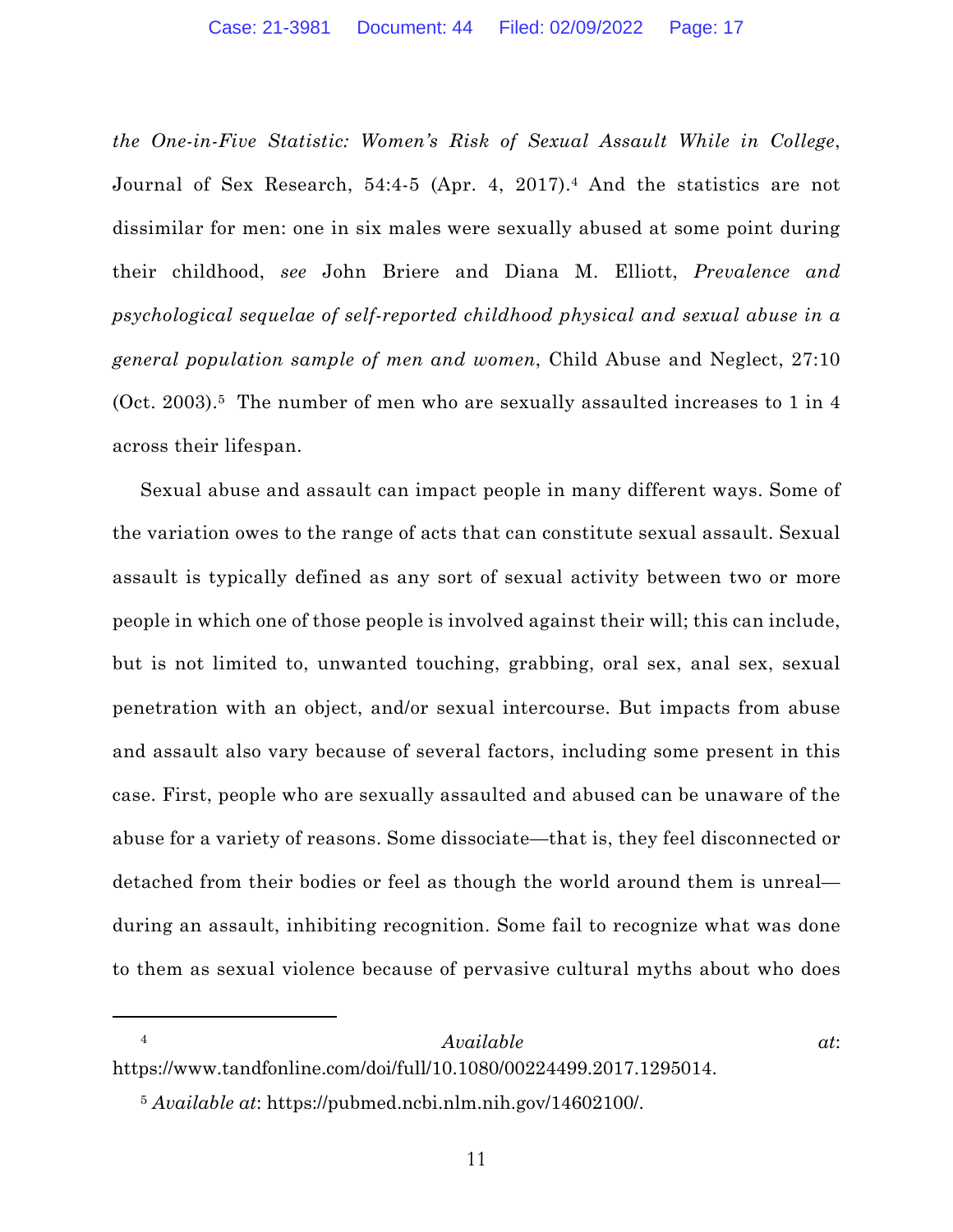*the One-in-Five Statistic: Women's Risk of Sexual Assault While in College*, Journal of Sex Research, 54:4-5 (Apr. 4, 2017).[4] And the statistics are not dissimilar for men: one in six males were sexually abused at some point during their childhood, *see* John Briere and Diana M. Elliott, *Prevalence and psychological sequelae of self-reported childhood physical and sexual abuse in a general population sample of men and women*, Child Abuse and Neglect, 27:10 (Oct. 2003).[5] The number of men who are sexually assaulted increases to 1 in 4 across their lifespan.

Sexual abuse and assault can impact people in many different ways. Some of the variation owes to the range of acts that can constitute sexual assault. Sexual assault is typically defined as any sort of sexual activity between two or more people in which one of those people is involved against their will; this can include, but is not limited to, unwanted touching, grabbing, oral sex, anal sex, sexual penetration with an object, and/or sexual intercourse. But impacts from abuse and assault also vary because of several factors, including some present in this case. First, people who are sexually assaulted and abused can be unaware of the abuse for a variety of reasons. Some dissociate—that is, they feel disconnected or detached from their bodies or feel as though the world around them is unreal—during an assault, inhibiting recognition. Some fail to recognize what was done to them as sexual violence because of pervasive cultural myths about who does

---

[4] *Available at*: https://www.tandfonline.com/doi/full/10.1080/00224499.2017.1295014.

[5] *Available at*: https://pubmed.ncbi.nlm.nih.gov/14602100/.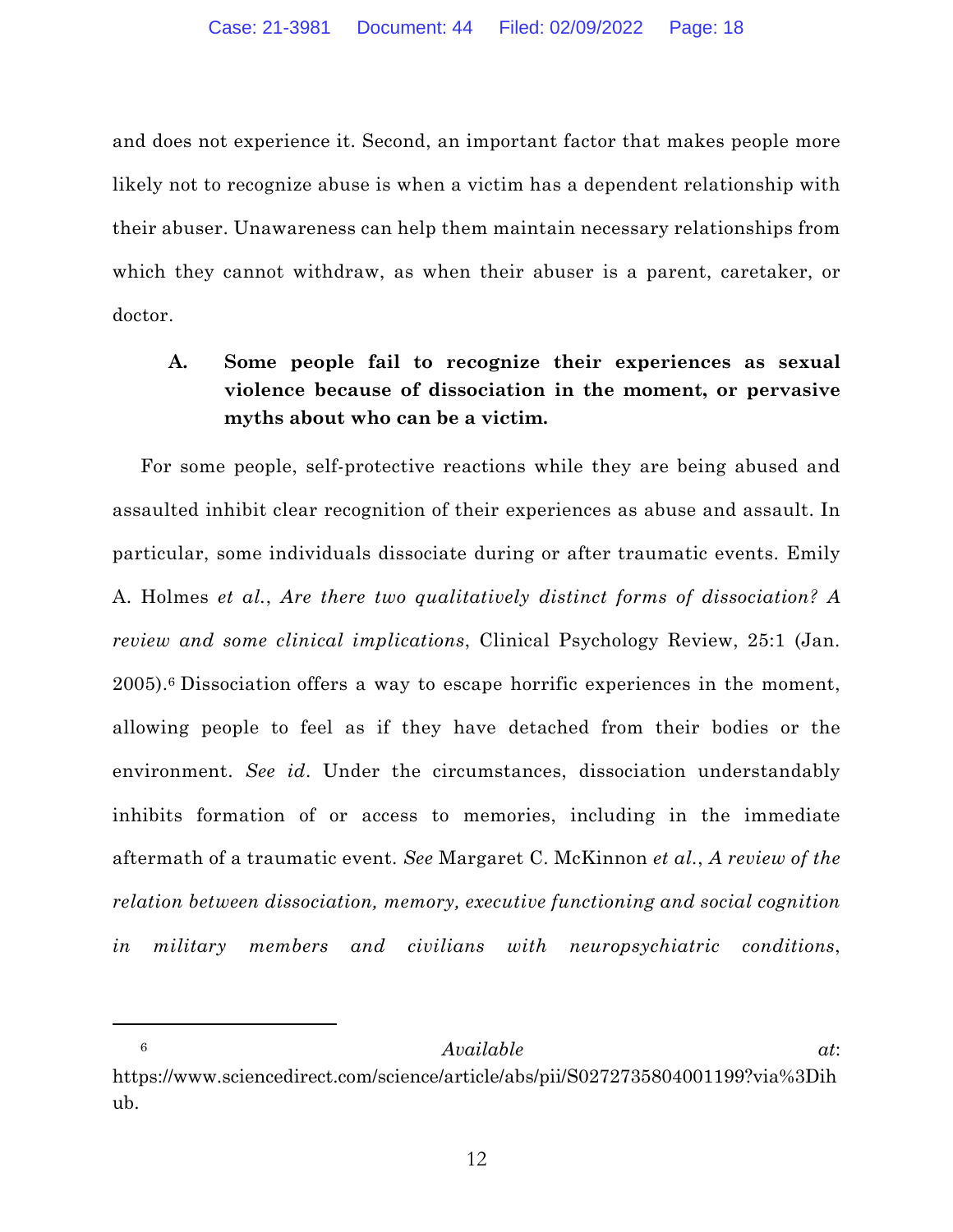and does not experience it. Second, an important factor that makes people more likely not to recognize abuse is when a victim has a dependent relationship with their abuser. Unawareness can help them maintain necessary relationships from which they cannot withdraw, as when their abuser is a parent, caretaker, or doctor.

### A. Some people fail to recognize their experiences as sexual violence because of dissociation in the moment, or pervasive myths about who can be a victim.

For some people, self-protective reactions while they are being abused and assaulted inhibit clear recognition of their experiences as abuse and assault. In particular, some individuals dissociate during or after traumatic events. Emily A. Holmes *et al.*, *Are there two qualitatively distinct forms of dissociation? A review and some clinical implications*, Clinical Psychology Review, 25:1 (Jan. 2005).[6] Dissociation offers a way to escape horrific experiences in the moment, allowing people to feel as if they have detached from their bodies or the environment. *See id.* Under the circumstances, dissociation understandably inhibits formation of or access to memories, including in the immediate aftermath of a traumatic event. *See* Margaret C. McKinnon *et al.*, *A review of the relation between dissociation, memory, executive functioning and social cognition in military members and civilians with neuropsychiatric conditions*,

---

[6] *Available at*: https://www.sciencedirect.com/science/article/abs/pii/S0272735804001199?via%3Dihub.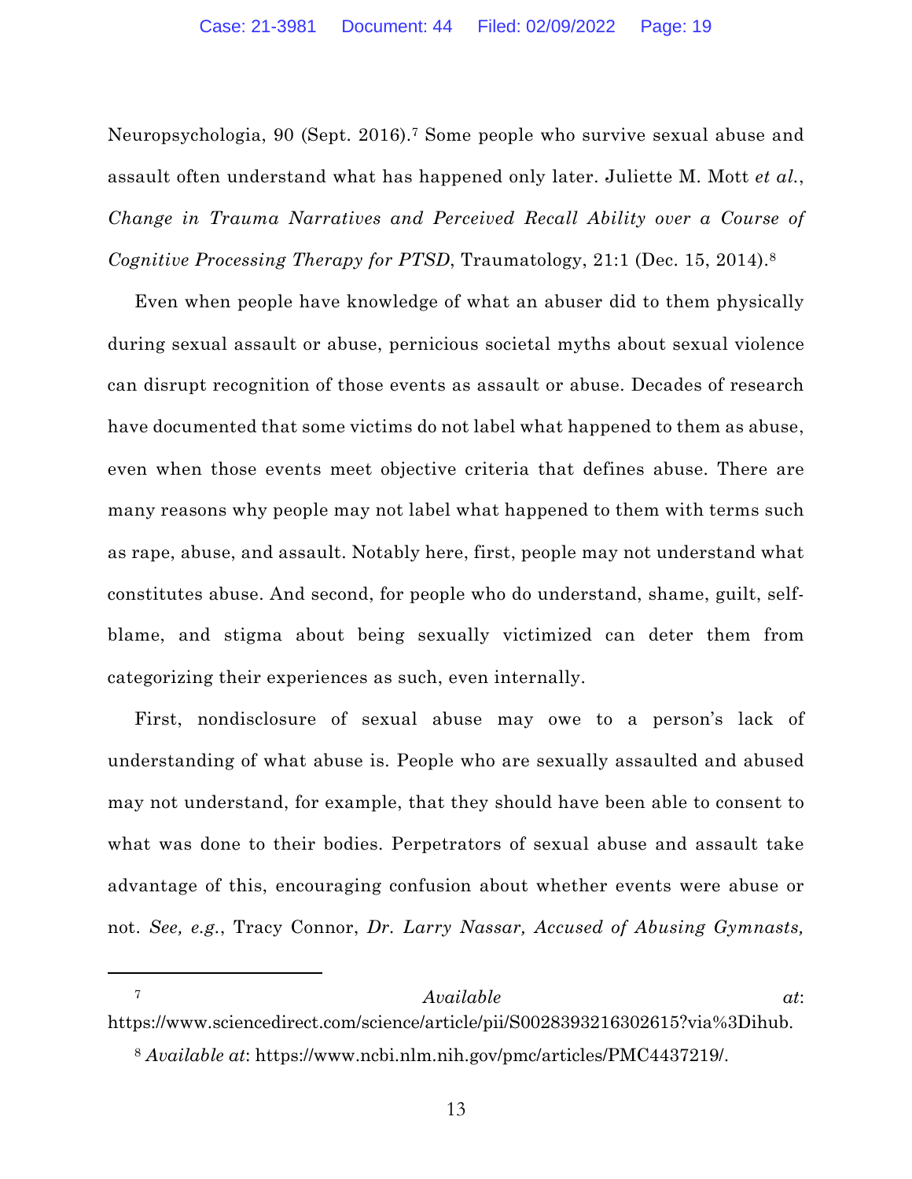Neuropsychologia, 90 (Sept. 2016).[7] Some people who survive sexual abuse and assault often understand what has happened only later. Juliette M. Mott *et al.*, *Change in Trauma Narratives and Perceived Recall Ability over a Course of Cognitive Processing Therapy for PTSD*, Traumatology, 21:1 (Dec. 15, 2014).[8]

Even when people have knowledge of what an abuser did to them physically during sexual assault or abuse, pernicious societal myths about sexual violence can disrupt recognition of those events as assault or abuse. Decades of research have documented that some victims do not label what happened to them as abuse, even when those events meet objective criteria that defines abuse. There are many reasons why people may not label what happened to them with terms such as rape, abuse, and assault. Notably here, first, people may not understand what constitutes abuse. And second, for people who do understand, shame, guilt, self-blame, and stigma about being sexually victimized can deter them from categorizing their experiences as such, even internally.

First, nondisclosure of sexual abuse may owe to a person's lack of understanding of what abuse is. People who are sexually assaulted and abused may not understand, for example, that they should have been able to consent to what was done to their bodies. Perpetrators of sexual abuse and assault take advantage of this, encouraging confusion about whether events were abuse or not. *See, e.g.*, Tracy Connor, *Dr. Larry Nassar, Accused of Abusing Gymnasts,*

---

[7] *Available at*: https://www.sciencedirect.com/science/article/pii/S0028393216302615?via%3Dihub.

[8] *Available at*: https://www.ncbi.nlm.nih.gov/pmc/articles/PMC4437219/.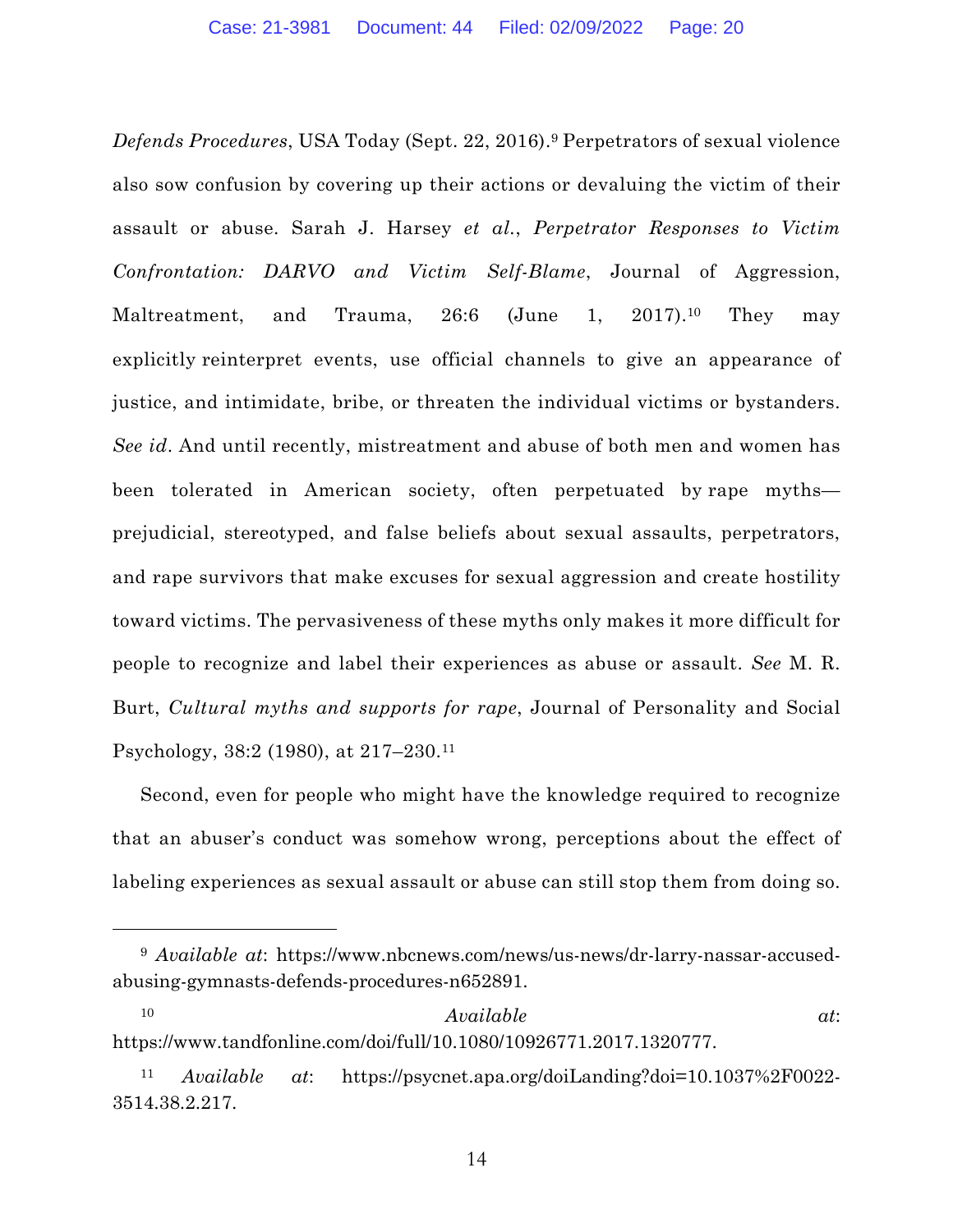*Defends Procedures*, USA Today (Sept. 22, 2016).[9] Perpetrators of sexual violence also sow confusion by covering up their actions or devaluing the victim of their assault or abuse. Sarah J. Harsey *et al.*, *Perpetrator Responses to Victim Confrontation: DARVO and Victim Self-Blame*, Journal of Aggression, Maltreatment, and Trauma, 26:6 (June 1, 2017).[10] They may explicitly reinterpret events, use official channels to give an appearance of justice, and intimidate, bribe, or threaten the individual victims or bystanders. *See id*. And until recently, mistreatment and abuse of both men and women has been tolerated in American society, often perpetuated by rape myths—prejudicial, stereotyped, and false beliefs about sexual assaults, perpetrators, and rape survivors that make excuses for sexual aggression and create hostility toward victims. The pervasiveness of these myths only makes it more difficult for people to recognize and label their experiences as abuse or assault. *See* M. R. Burt, *Cultural myths and supports for rape*, Journal of Personality and Social Psychology, 38:2 (1980), at 217–230.[11]

Second, even for people who might have the knowledge required to recognize that an abuser's conduct was somehow wrong, perceptions about the effect of labeling experiences as sexual assault or abuse can still stop them from doing so.

---

[9] *Available at*: https://www.nbcnews.com/news/us-news/dr-larry-nassar-accused-abusing-gymnasts-defends-procedures-n652891.

[10] *Available at*: https://www.tandfonline.com/doi/full/10.1080/10926771.2017.1320777.

[11] *Available at*: https://psycnet.apa.org/doiLanding?doi=10.1037%2F0022-3514.38.2.217.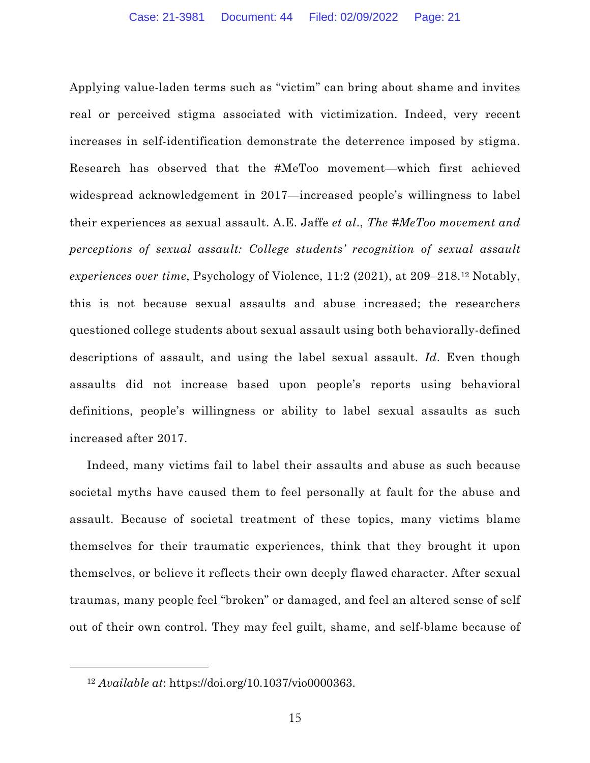Applying value-laden terms such as "victim" can bring about shame and invites real or perceived stigma associated with victimization. Indeed, very recent increases in self-identification demonstrate the deterrence imposed by stigma. Research has observed that the #MeToo movement—which first achieved widespread acknowledgement in 2017—increased people's willingness to label their experiences as sexual assault. A.E. Jaffe *et al*., *The #MeToo movement and perceptions of sexual assault: College students' recognition of sexual assault experiences over time*, Psychology of Violence, 11:2 (2021), at 209–218.[12] Notably, this is not because sexual assaults and abuse increased; the researchers questioned college students about sexual assault using both behaviorally-defined descriptions of assault, and using the label sexual assault. *Id*. Even though assaults did not increase based upon people's reports using behavioral definitions, people's willingness or ability to label sexual assaults as such increased after 2017.

Indeed, many victims fail to label their assaults and abuse as such because societal myths have caused them to feel personally at fault for the abuse and assault. Because of societal treatment of these topics, many victims blame themselves for their traumatic experiences, think that they brought it upon themselves, or believe it reflects their own deeply flawed character. After sexual traumas, many people feel "broken" or damaged, and feel an altered sense of self out of their own control. They may feel guilt, shame, and self-blame because of

[12] *Available at*: https://doi.org/10.1037/vio0000363.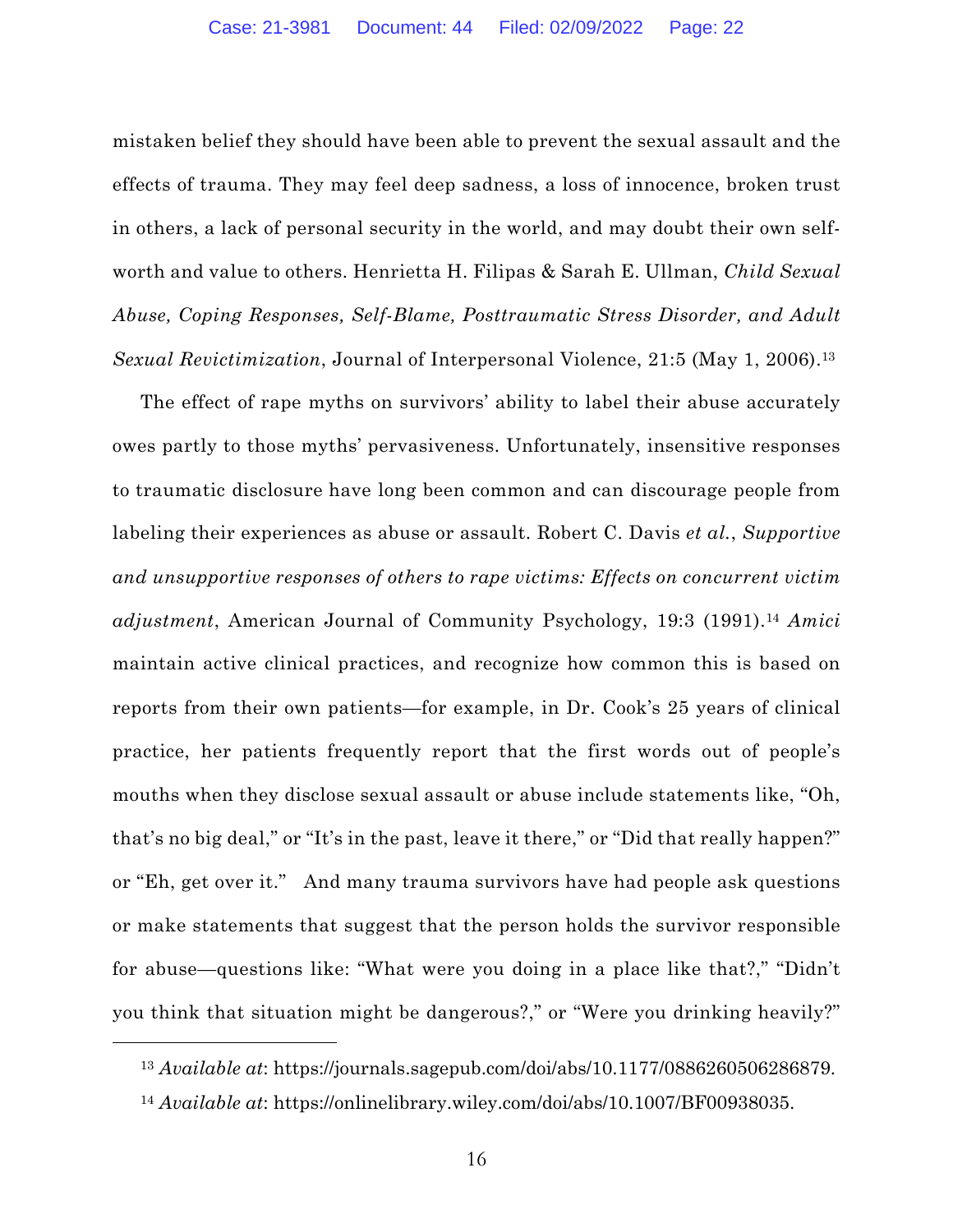mistaken belief they should have been able to prevent the sexual assault and the effects of trauma. They may feel deep sadness, a loss of innocence, broken trust in others, a lack of personal security in the world, and may doubt their own self-worth and value to others. Henrietta H. Filipas & Sarah E. Ullman, *Child Sexual Abuse, Coping Responses, Self-Blame, Posttraumatic Stress Disorder, and Adult Sexual Revictimization*, Journal of Interpersonal Violence, 21:5 (May 1, 2006).[13]

The effect of rape myths on survivors' ability to label their abuse accurately owes partly to those myths' pervasiveness. Unfortunately, insensitive responses to traumatic disclosure have long been common and can discourage people from labeling their experiences as abuse or assault. Robert C. Davis *et al.*, *Supportive and unsupportive responses of others to rape victims: Effects on concurrent victim adjustment*, American Journal of Community Psychology, 19:3 (1991).[14] *Amici* maintain active clinical practices, and recognize how common this is based on reports from their own patients—for example, in Dr. Cook's 25 years of clinical practice, her patients frequently report that the first words out of people's mouths when they disclose sexual assault or abuse include statements like, "Oh, that's no big deal," or "It's in the past, leave it there," or "Did that really happen?" or "Eh, get over it." And many trauma survivors have had people ask questions or make statements that suggest that the person holds the survivor responsible for abuse—questions like: "What were you doing in a place like that?," "Didn't you think that situation might be dangerous?," or "Were you drinking heavily?"

---

[13] *Available at*: https://journals.sagepub.com/doi/abs/10.1177/0886260506286879.

[14] *Available at*: https://onlinelibrary.wiley.com/doi/abs/10.1007/BF00938035.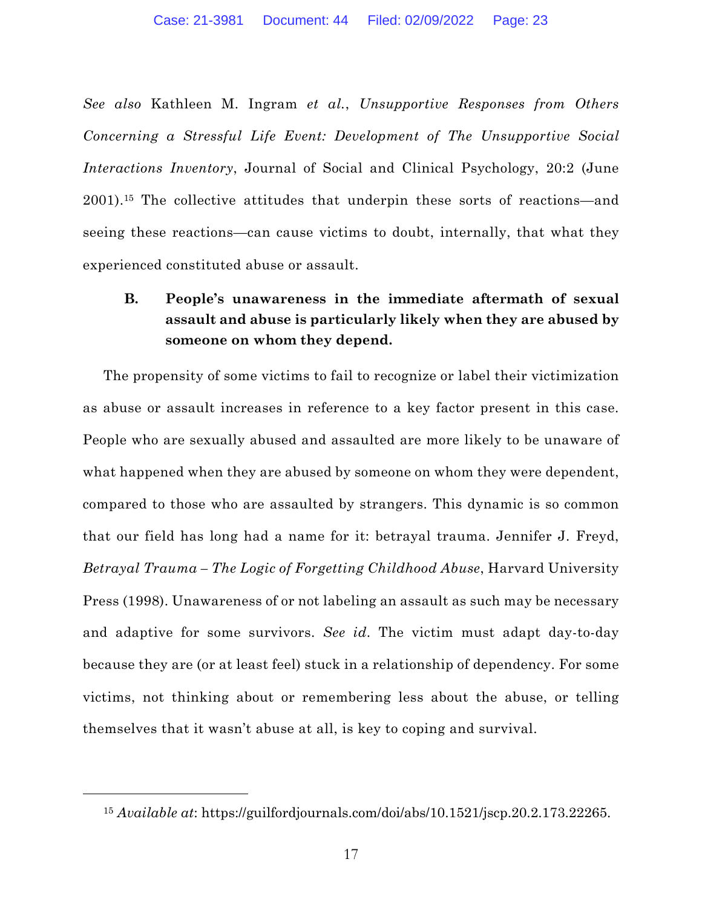*See also* Kathleen M. Ingram *et al.*, *Unsupportive Responses from Others Concerning a Stressful Life Event: Development of The Unsupportive Social Interactions Inventory*, Journal of Social and Clinical Psychology, 20:2 (June 2001).[15] The collective attitudes that underpin these sorts of reactions—and seeing these reactions—can cause victims to doubt, internally, that what they experienced constituted abuse or assault.

### B. People's unawareness in the immediate aftermath of sexual assault and abuse is particularly likely when they are abused by someone on whom they depend.

The propensity of some victims to fail to recognize or label their victimization as abuse or assault increases in reference to a key factor present in this case. People who are sexually abused and assaulted are more likely to be unaware of what happened when they are abused by someone on whom they were dependent, compared to those who are assaulted by strangers. This dynamic is so common that our field has long had a name for it: betrayal trauma. Jennifer J. Freyd, *Betrayal Trauma – The Logic of Forgetting Childhood Abuse*, Harvard University Press (1998). Unawareness of or not labeling an assault as such may be necessary and adaptive for some survivors. *See id*. The victim must adapt day-to-day because they are (or at least feel) stuck in a relationship of dependency. For some victims, not thinking about or remembering less about the abuse, or telling themselves that it wasn't abuse at all, is key to coping and survival.

---

[15] *Available at*: https://guilfordjournals.com/doi/abs/10.1521/jscp.20.2.173.22265.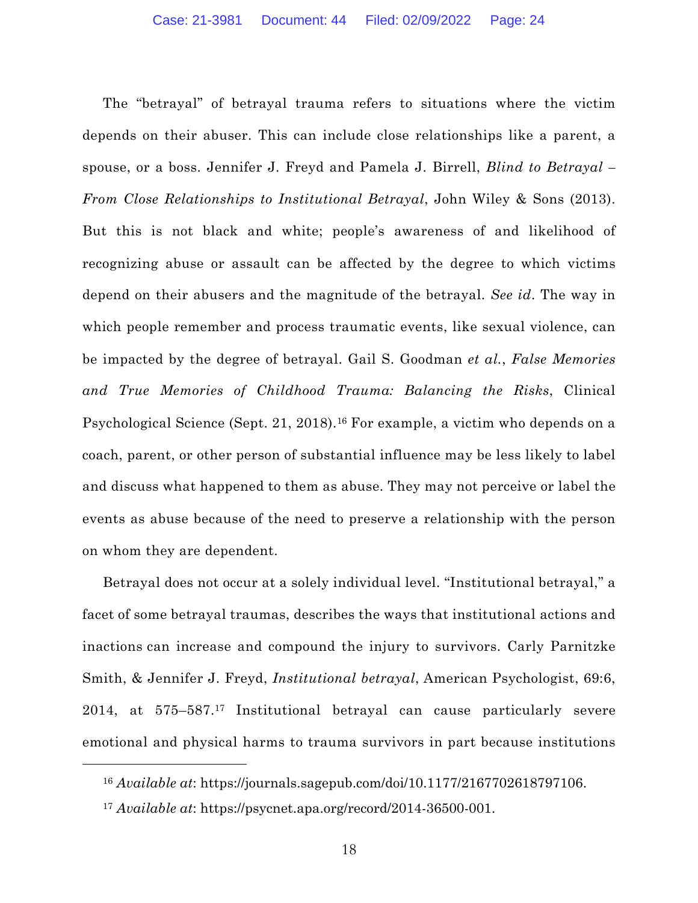The "betrayal" of betrayal trauma refers to situations where the victim depends on their abuser. This can include close relationships like a parent, a spouse, or a boss. Jennifer J. Freyd and Pamela J. Birrell, *Blind to Betrayal – From Close Relationships to Institutional Betrayal*, John Wiley & Sons (2013). But this is not black and white; people's awareness of and likelihood of recognizing abuse or assault can be affected by the degree to which victims depend on their abusers and the magnitude of the betrayal. *See id*. The way in which people remember and process traumatic events, like sexual violence, can be impacted by the degree of betrayal. Gail S. Goodman *et al.*, *False Memories and True Memories of Childhood Trauma: Balancing the Risks*, Clinical Psychological Science (Sept. 21, 2018).[16] For example, a victim who depends on a coach, parent, or other person of substantial influence may be less likely to label and discuss what happened to them as abuse. They may not perceive or label the events as abuse because of the need to preserve a relationship with the person on whom they are dependent.

Betrayal does not occur at a solely individual level. "Institutional betrayal," a facet of some betrayal traumas, describes the ways that institutional actions and inactions can increase and compound the injury to survivors. Carly Parnitzke Smith, & Jennifer J. Freyd, *Institutional betrayal*, American Psychologist, 69:6, 2014, at 575–587.[17] Institutional betrayal can cause particularly severe emotional and physical harms to trauma survivors in part because institutions

---

[16] *Available at*: https://journals.sagepub.com/doi/10.1177/2167702618797106.

[17] *Available at*: https://psycnet.apa.org/record/2014-36500-001.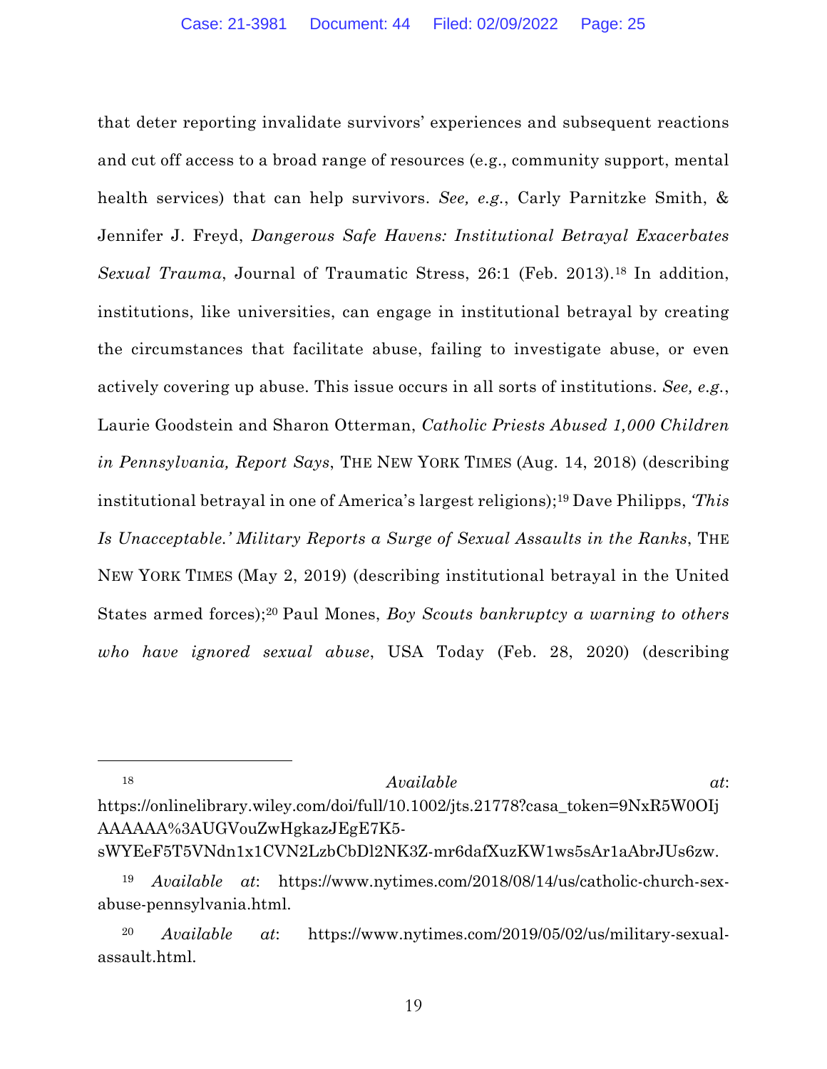that deter reporting invalidate survivors' experiences and subsequent reactions and cut off access to a broad range of resources (e.g., community support, mental health services) that can help survivors. *See, e.g.*, Carly Parnitzke Smith, & Jennifer J. Freyd, *Dangerous Safe Havens: Institutional Betrayal Exacerbates Sexual Trauma*, Journal of Traumatic Stress, 26:1 (Feb. 2013).[18] In addition, institutions, like universities, can engage in institutional betrayal by creating the circumstances that facilitate abuse, failing to investigate abuse, or even actively covering up abuse. This issue occurs in all sorts of institutions. *See, e.g.*, Laurie Goodstein and Sharon Otterman, *Catholic Priests Abused 1,000 Children in Pennsylvania, Report Says*, THE NEW YORK TIMES (Aug. 14, 2018) (describing institutional betrayal in one of America's largest religions);[19] Dave Philipps, *'This Is Unacceptable.' Military Reports a Surge of Sexual Assaults in the Ranks*, THE NEW YORK TIMES (May 2, 2019) (describing institutional betrayal in the United States armed forces);[20] Paul Mones, *Boy Scouts bankruptcy a warning to others who have ignored sexual abuse*, USA Today (Feb. 28, 2020) (describing

---

[18] *Available at*: https://onlinelibrary.wiley.com/doi/full/10.1002/jts.21778?casa_token=9NxR5W0OIjAAAAAA%3AUGVouZwHgkazJEgE7K5-sWYEeF5T5VNdn1x1CVN2LzbCbDl2NK3Z-mr6dafXuzKW1ws5sAr1aAbrJUs6zw.

[19] *Available at*: https://www.nytimes.com/2018/08/14/us/catholic-church-sex-abuse-pennsylvania.html.

[20] *Available at*: https://www.nytimes.com/2019/05/02/us/military-sexual-assault.html.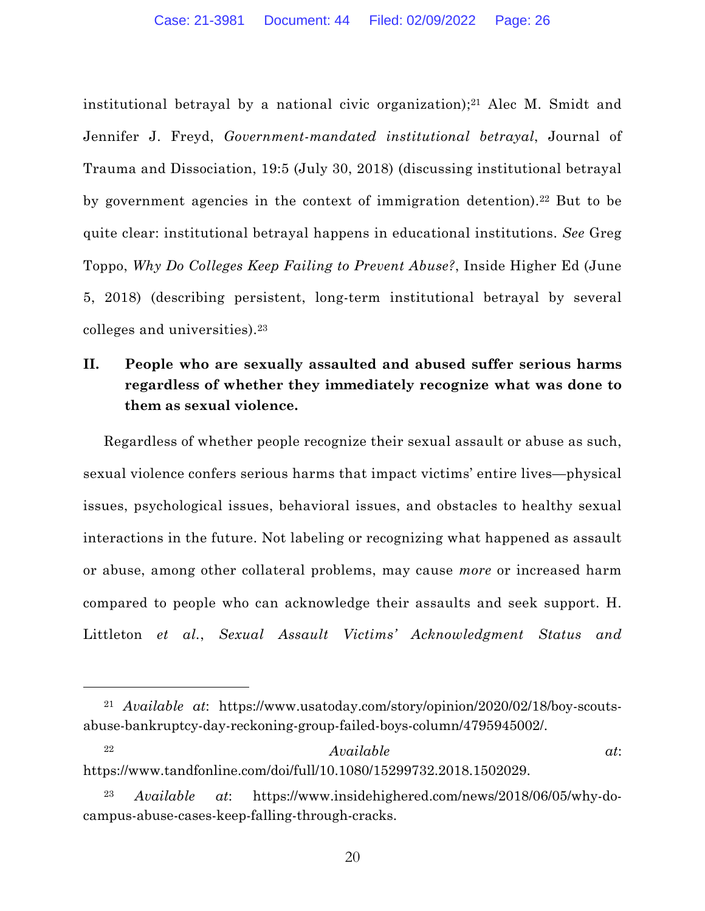institutional betrayal by a national civic organization);[21] Alec M. Smidt and Jennifer J. Freyd, *Government-mandated institutional betrayal*, Journal of Trauma and Dissociation, 19:5 (July 30, 2018) (discussing institutional betrayal by government agencies in the context of immigration detention).[22] But to be quite clear: institutional betrayal happens in educational institutions. *See* Greg Toppo, *Why Do Colleges Keep Failing to Prevent Abuse?*, Inside Higher Ed (June 5, 2018) (describing persistent, long-term institutional betrayal by several colleges and universities).[23]

## II. People who are sexually assaulted and abused suffer serious harms regardless of whether they immediately recognize what was done to them as sexual violence.

Regardless of whether people recognize their sexual assault or abuse as such, sexual violence confers serious harms that impact victims' entire lives—physical issues, psychological issues, behavioral issues, and obstacles to healthy sexual interactions in the future. Not labeling or recognizing what happened as assault or abuse, among other collateral problems, may cause *more* or increased harm compared to people who can acknowledge their assaults and seek support. H. Littleton *et al.*, *Sexual Assault Victims' Acknowledgment Status and*

---

[21] *Available at*: https://www.usatoday.com/story/opinion/2020/02/18/boy-scouts-abuse-bankruptcy-day-reckoning-group-failed-boys-column/4795945002/.

[22] *Available at*: https://www.tandfonline.com/doi/full/10.1080/15299732.2018.1502029.

[23] *Available at*: https://www.insidehighered.com/news/2018/06/05/why-do-campus-abuse-cases-keep-falling-through-cracks.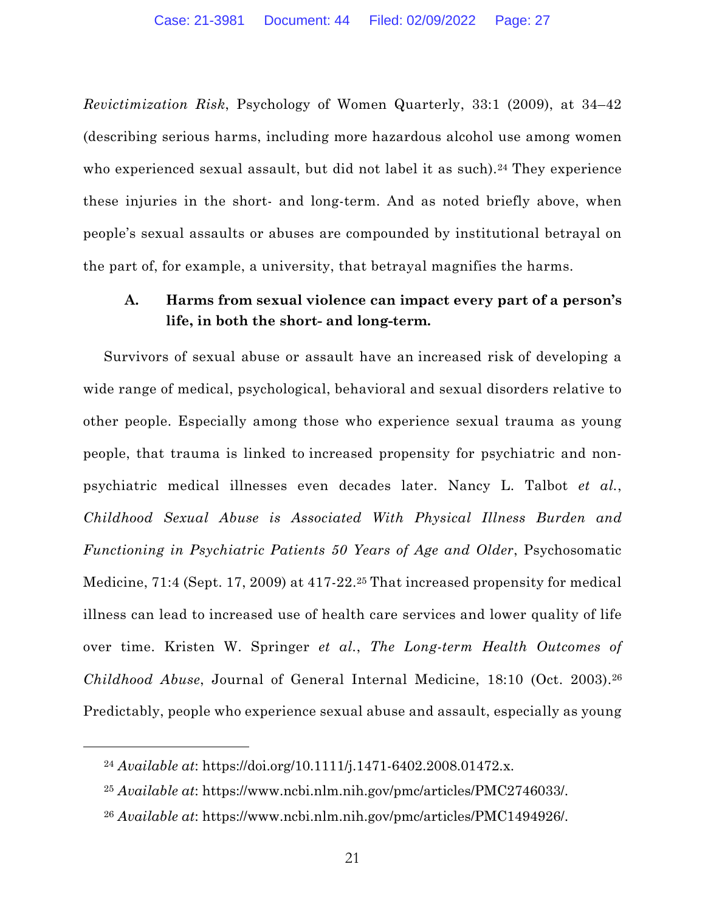*Revictimization Risk*, Psychology of Women Quarterly, 33:1 (2009), at 34–42 (describing serious harms, including more hazardous alcohol use among women who experienced sexual assault, but did not label it as such).[24] They experience these injuries in the short- and long-term. And as noted briefly above, when people's sexual assaults or abuses are compounded by institutional betrayal on the part of, for example, a university, that betrayal magnifies the harms.

### A. Harms from sexual violence can impact every part of a person's life, in both the short- and long-term.

Survivors of sexual abuse or assault have an increased risk of developing a wide range of medical, psychological, behavioral and sexual disorders relative to other people. Especially among those who experience sexual trauma as young people, that trauma is linked to increased propensity for psychiatric and non-psychiatric medical illnesses even decades later. Nancy L. Talbot *et al.*, *Childhood Sexual Abuse is Associated With Physical Illness Burden and Functioning in Psychiatric Patients 50 Years of Age and Older*, Psychosomatic Medicine, 71:4 (Sept. 17, 2009) at 417-22.[25] That increased propensity for medical illness can lead to increased use of health care services and lower quality of life over time. Kristen W. Springer *et al.*, *The Long-term Health Outcomes of Childhood Abuse*, Journal of General Internal Medicine, 18:10 (Oct. 2003).[26] Predictably, people who experience sexual abuse and assault, especially as young

---

[24] *Available at*: https://doi.org/10.1111/j.1471-6402.2008.01472.x.

[25] *Available at*: https://www.ncbi.nlm.nih.gov/pmc/articles/PMC2746033/.

[26] *Available at*: https://www.ncbi.nlm.nih.gov/pmc/articles/PMC1494926/.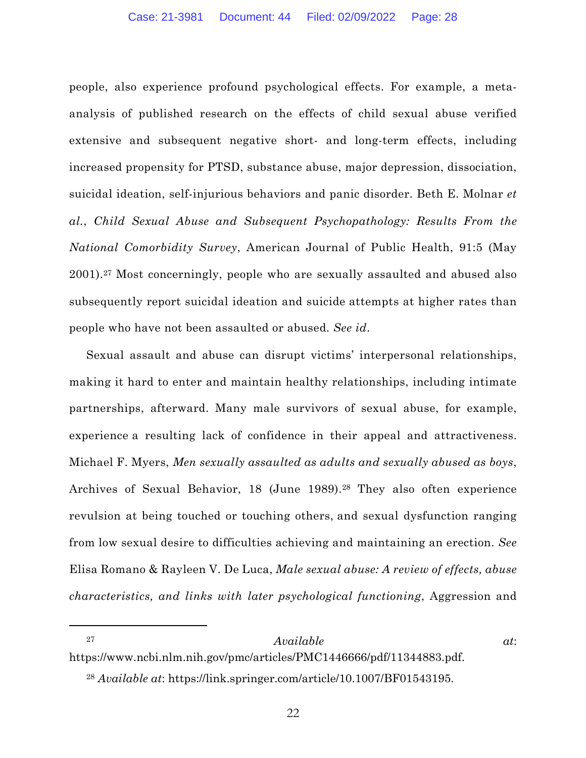people, also experience profound psychological effects. For example, a meta-analysis of published research on the effects of child sexual abuse verified extensive and subsequent negative short- and long-term effects, including increased propensity for PTSD, substance abuse, major depression, dissociation, suicidal ideation, self-injurious behaviors and panic disorder. Beth E. Molnar *et al.*, *Child Sexual Abuse and Subsequent Psychopathology: Results From the National Comorbidity Survey*, American Journal of Public Health, 91:5 (May 2001).[27] Most concerningly, people who are sexually assaulted and abused also subsequently report suicidal ideation and suicide attempts at higher rates than people who have not been assaulted or abused. *See id*.

Sexual assault and abuse can disrupt victims' interpersonal relationships, making it hard to enter and maintain healthy relationships, including intimate partnerships, afterward. Many male survivors of sexual abuse, for example, experience a resulting lack of confidence in their appeal and attractiveness. Michael F. Myers, *Men sexually assaulted as adults and sexually abused as boys*, Archives of Sexual Behavior, 18 (June 1989).[28] They also often experience revulsion at being touched or touching others, and sexual dysfunction ranging from low sexual desire to difficulties achieving and maintaining an erection. *See* Elisa Romano & Rayleen V. De Luca, *Male sexual abuse: A review of effects, abuse characteristics, and links with later psychological functioning*, Aggression and

---

[27] *Available at*: https://www.ncbi.nlm.nih.gov/pmc/articles/PMC1446666/pdf/11344883.pdf.

[28] *Available at*: https://link.springer.com/article/10.1007/BF01543195.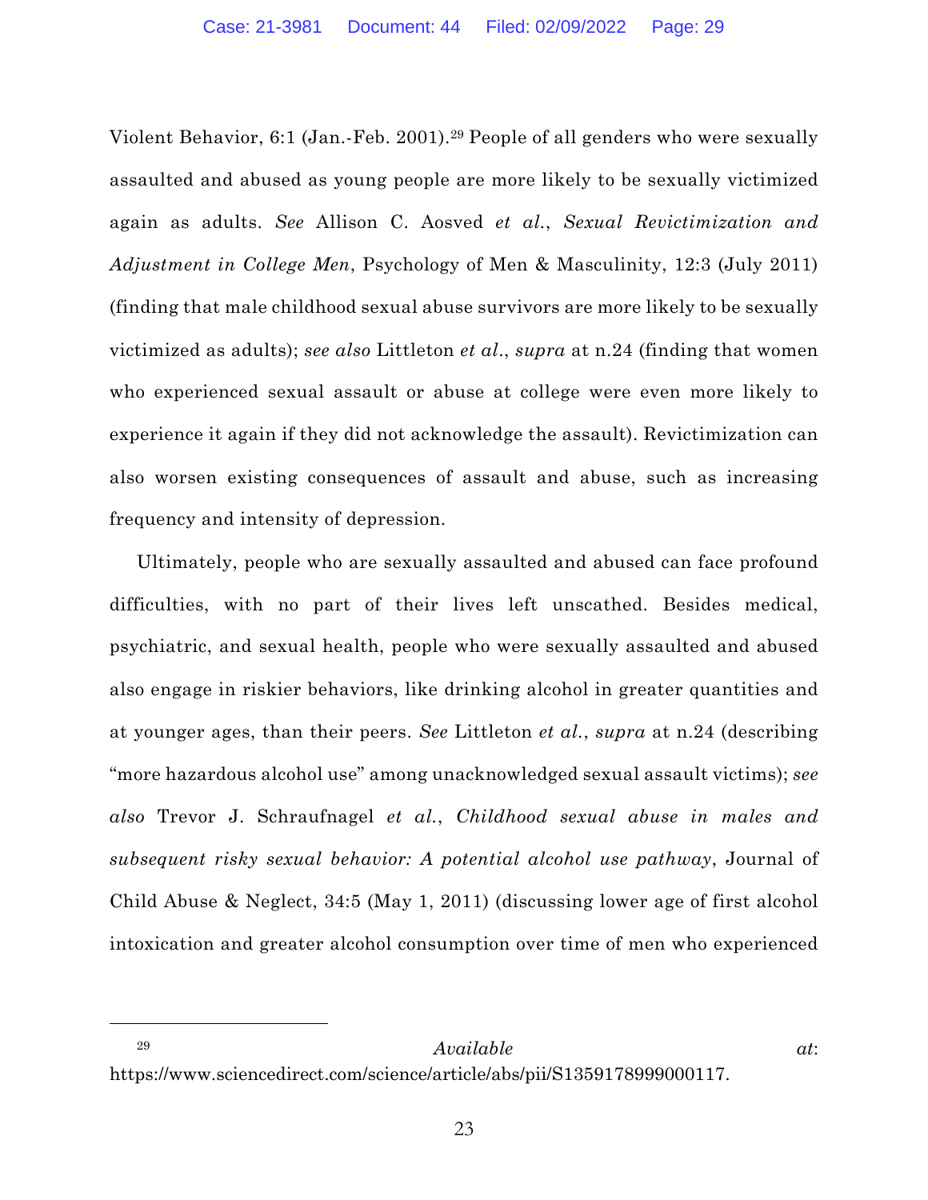Violent Behavior, 6:1 (Jan.-Feb. 2001).[29] People of all genders who were sexually assaulted and abused as young people are more likely to be sexually victimized again as adults. *See* Allison C. Aosved *et al.*, *Sexual Revictimization and Adjustment in College Men*, Psychology of Men & Masculinity, 12:3 (July 2011) (finding that male childhood sexual abuse survivors are more likely to be sexually victimized as adults); *see also* Littleton *et al*., *supra* at n.24 (finding that women who experienced sexual assault or abuse at college were even more likely to experience it again if they did not acknowledge the assault). Revictimization can also worsen existing consequences of assault and abuse, such as increasing frequency and intensity of depression.

Ultimately, people who are sexually assaulted and abused can face profound difficulties, with no part of their lives left unscathed. Besides medical, psychiatric, and sexual health, people who were sexually assaulted and abused also engage in riskier behaviors, like drinking alcohol in greater quantities and at younger ages, than their peers. *See* Littleton *et al.*, *supra* at n.24 (describing "more hazardous alcohol use" among unacknowledged sexual assault victims); *see also* Trevor J. Schraufnagel *et al.*, *Childhood sexual abuse in males and subsequent risky sexual behavior: A potential alcohol use pathway*, Journal of Child Abuse & Neglect, 34:5 (May 1, 2011) (discussing lower age of first alcohol intoxication and greater alcohol consumption over time of men who experienced

---

[29] *Available at*: https://www.sciencedirect.com/science/article/abs/pii/S1359178999000117.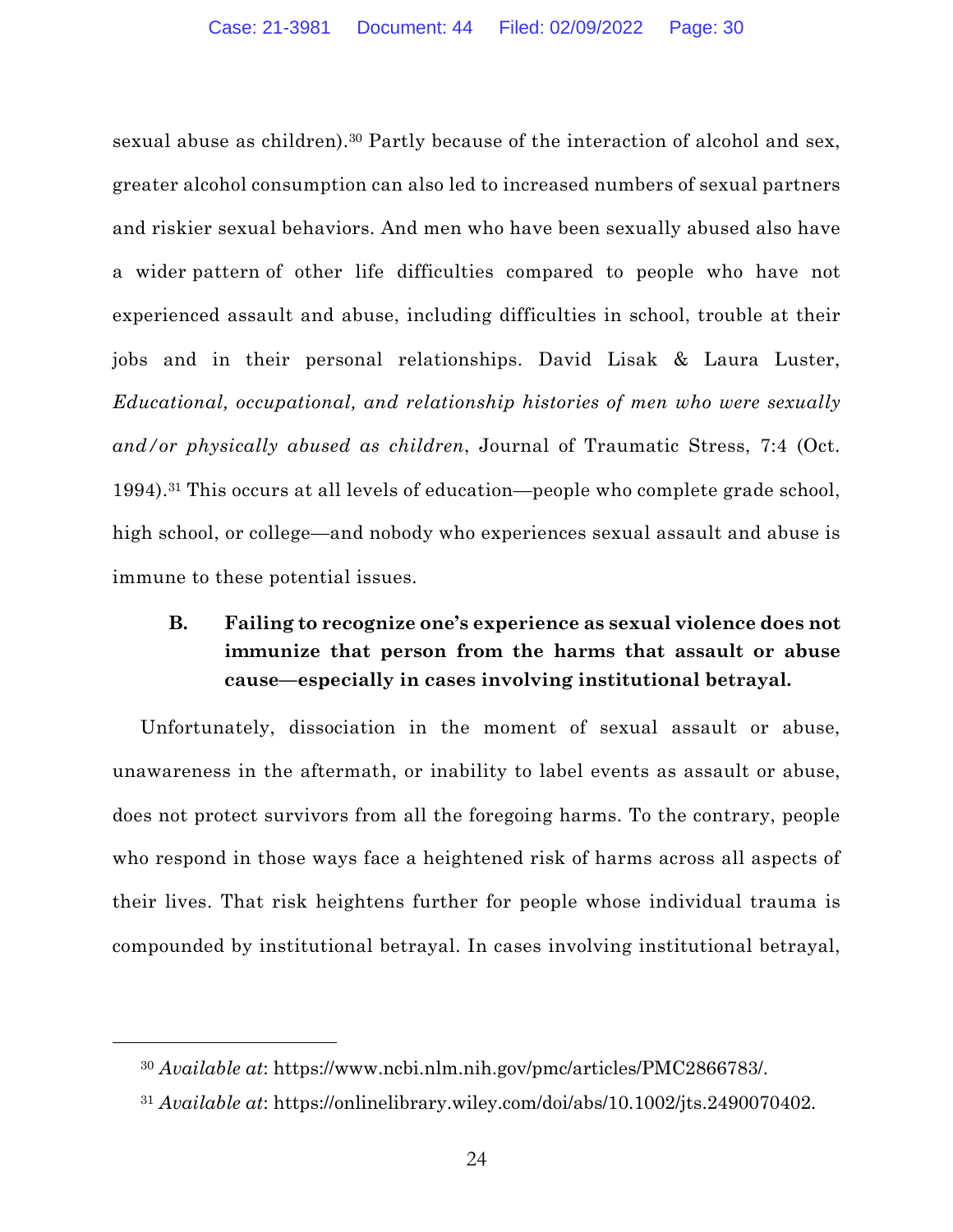sexual abuse as children).[30] Partly because of the interaction of alcohol and sex, greater alcohol consumption can also led to increased numbers of sexual partners and riskier sexual behaviors. And men who have been sexually abused also have a wider pattern of other life difficulties compared to people who have not experienced assault and abuse, including difficulties in school, trouble at their jobs and in their personal relationships. David Lisak & Laura Luster, *Educational, occupational, and relationship histories of men who were sexually and/or physically abused as children*, Journal of Traumatic Stress, 7:4 (Oct. 1994).[31] This occurs at all levels of education—people who complete grade school, high school, or college—and nobody who experiences sexual assault and abuse is immune to these potential issues.

### B. Failing to recognize one's experience as sexual violence does not immunize that person from the harms that assault or abuse cause—especially in cases involving institutional betrayal.

Unfortunately, dissociation in the moment of sexual assault or abuse, unawareness in the aftermath, or inability to label events as assault or abuse, does not protect survivors from all the foregoing harms. To the contrary, people who respond in those ways face a heightened risk of harms across all aspects of their lives. That risk heightens further for people whose individual trauma is compounded by institutional betrayal. In cases involving institutional betrayal,

---

[30] *Available at*: https://www.ncbi.nlm.nih.gov/pmc/articles/PMC2866783/.

[31] *Available at*: https://onlinelibrary.wiley.com/doi/abs/10.1002/jts.2490070402.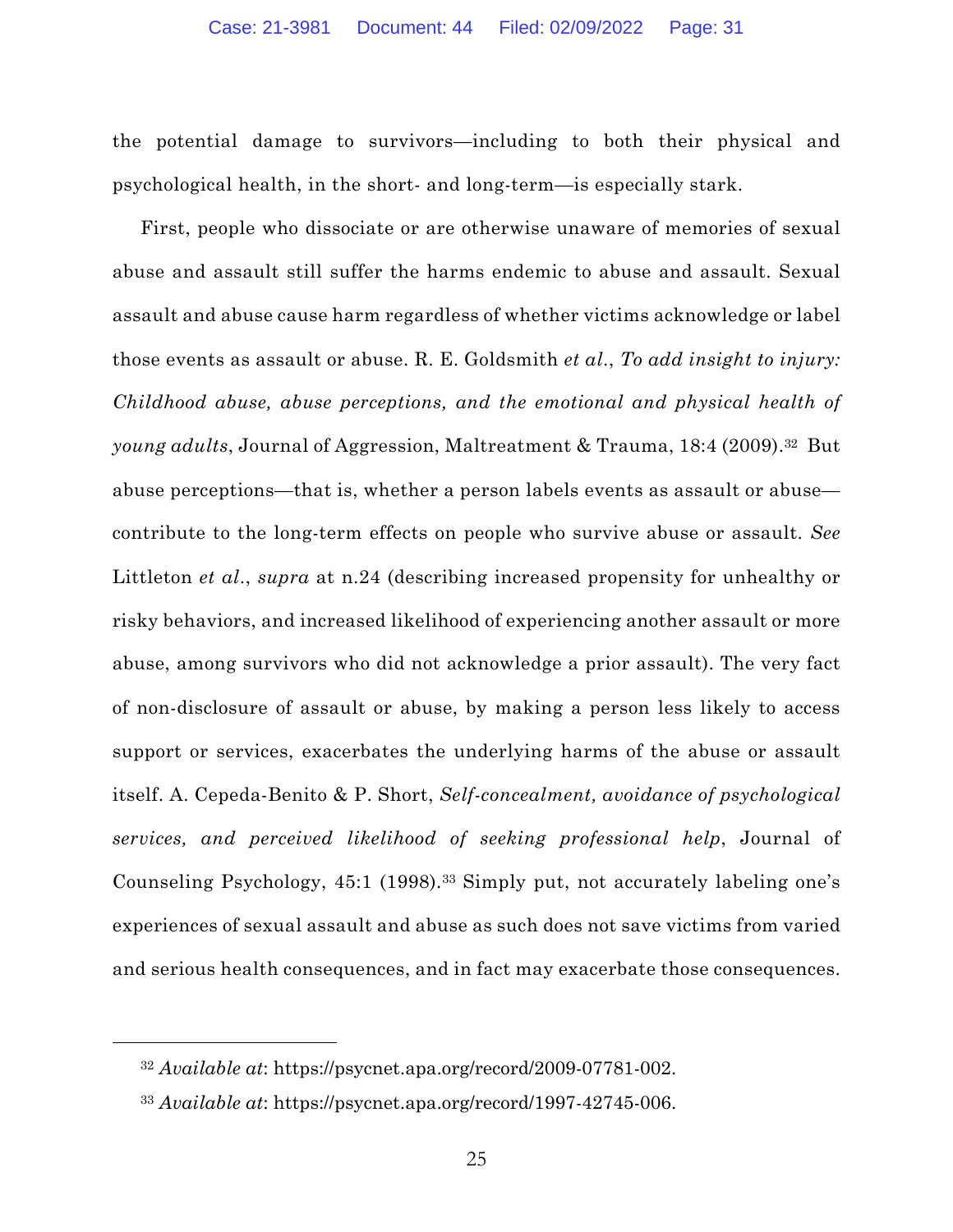the potential damage to survivors—including to both their physical and psychological health, in the short- and long-term—is especially stark.

First, people who dissociate or are otherwise unaware of memories of sexual abuse and assault still suffer the harms endemic to abuse and assault. Sexual assault and abuse cause harm regardless of whether victims acknowledge or label those events as assault or abuse. R. E. Goldsmith *et al.*, *To add insight to injury: Childhood abuse, abuse perceptions, and the emotional and physical health of young adults*, Journal of Aggression, Maltreatment & Trauma, 18:4 (2009).[32] But abuse perceptions—that is, whether a person labels events as assault or abuse—contribute to the long-term effects on people who survive abuse or assault. *See* Littleton *et al.*, *supra* at n.24 (describing increased propensity for unhealthy or risky behaviors, and increased likelihood of experiencing another assault or more abuse, among survivors who did not acknowledge a prior assault). The very fact of non-disclosure of assault or abuse, by making a person less likely to access support or services, exacerbates the underlying harms of the abuse or assault itself. A. Cepeda-Benito & P. Short, *Self-concealment, avoidance of psychological services, and perceived likelihood of seeking professional help*, Journal of Counseling Psychology, 45:1 (1998).[33] Simply put, not accurately labeling one's experiences of sexual assault and abuse as such does not save victims from varied and serious health consequences, and in fact may exacerbate those consequences.

---

[32] *Available at*: https://psycnet.apa.org/record/2009-07781-002.

[33] *Available at*: https://psycnet.apa.org/record/1997-42745-006.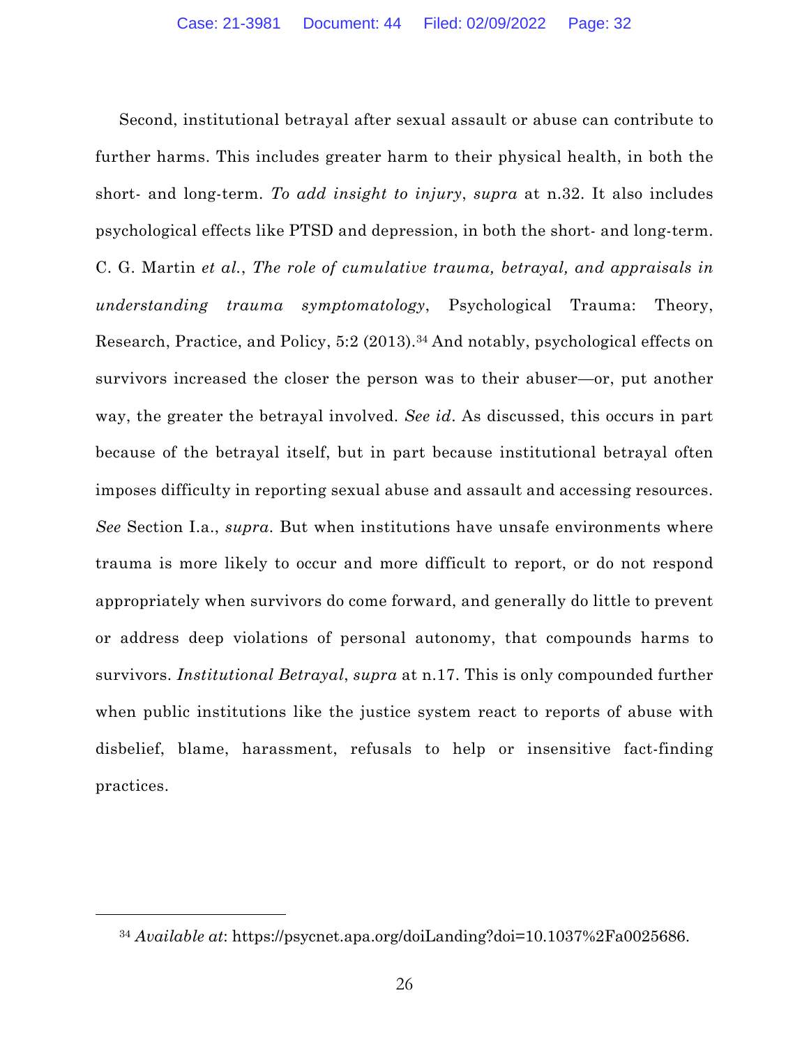Second, institutional betrayal after sexual assault or abuse can contribute to further harms. This includes greater harm to their physical health, in both the short- and long-term. *To add insight to injury*, *supra* at n.32. It also includes psychological effects like PTSD and depression, in both the short- and long-term. C. G. Martin *et al.*, *The role of cumulative trauma, betrayal, and appraisals in understanding trauma symptomatology*, Psychological Trauma: Theory, Research, Practice, and Policy, 5:2 (2013).[34] And notably, psychological effects on survivors increased the closer the person was to their abuser—or, put another way, the greater the betrayal involved. *See id*. As discussed, this occurs in part because of the betrayal itself, but in part because institutional betrayal often imposes difficulty in reporting sexual abuse and assault and accessing resources. *See* Section I.a., *supra*. But when institutions have unsafe environments where trauma is more likely to occur and more difficult to report, or do not respond appropriately when survivors do come forward, and generally do little to prevent or address deep violations of personal autonomy, that compounds harms to survivors. *Institutional Betrayal*, *supra* at n.17. This is only compounded further when public institutions like the justice system react to reports of abuse with disbelief, blame, harassment, refusals to help or insensitive fact-finding practices.

---

[34] *Available at*: https://psycnet.apa.org/doiLanding?doi=10.1037%2Fa0025686.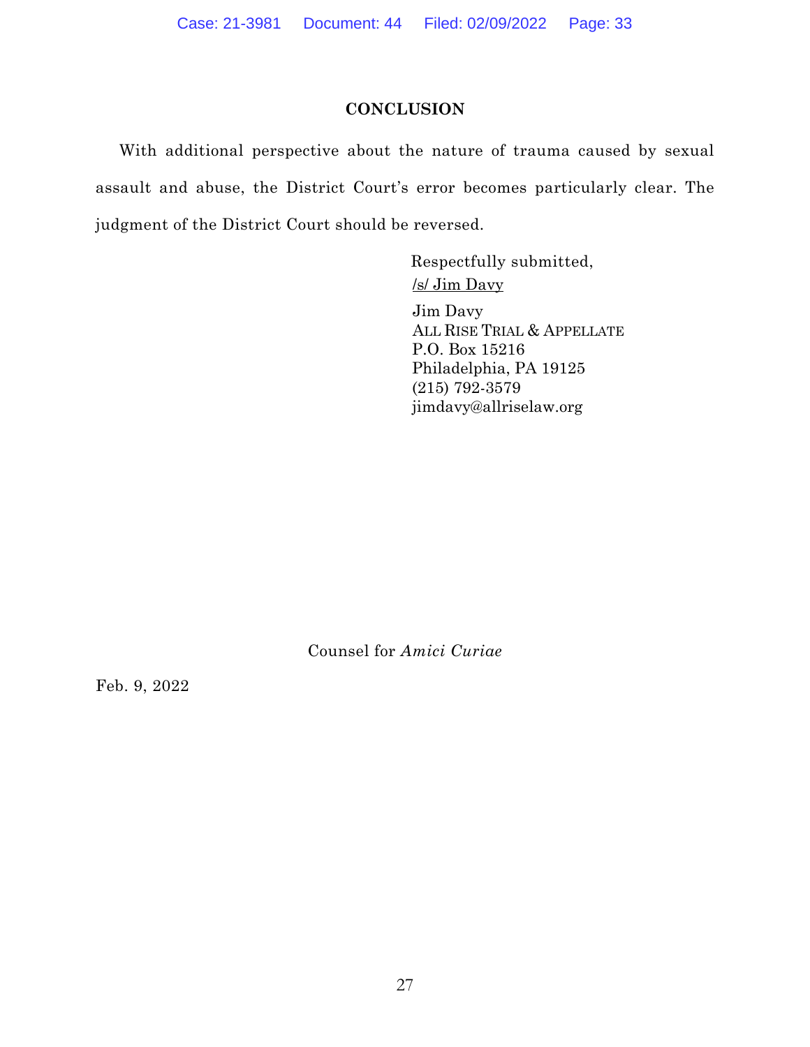## CONCLUSION

With additional perspective about the nature of trauma caused by sexual assault and abuse, the District Court's error becomes particularly clear. The judgment of the District Court should be reversed.

Respectfully submitted,
/s/ Jim Davy

Jim Davy
ALL RISE TRIAL & APPELLATE
P.O. Box 15216
Philadelphia, PA 19125
(215) 792-3579
jimdavy@allriselaw.org

Counsel for *Amici Curiae*

Feb. 9, 2022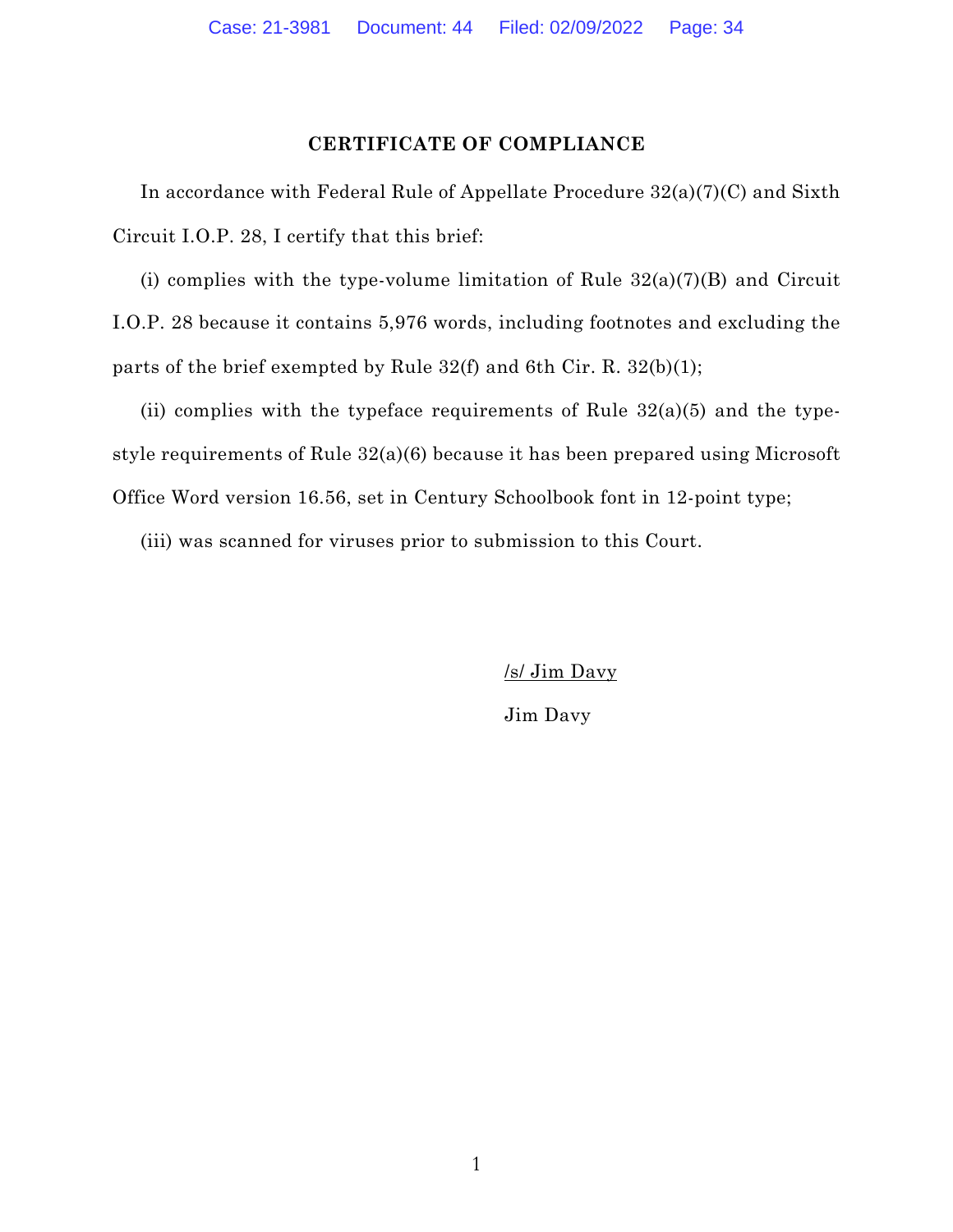## CERTIFICATE OF COMPLIANCE

In accordance with Federal Rule of Appellate Procedure 32(a)(7)(C) and Sixth Circuit I.O.P. 28, I certify that this brief:

(i) complies with the type-volume limitation of Rule 32(a)(7)(B) and Circuit I.O.P. 28 because it contains 5,976 words, including footnotes and excluding the parts of the brief exempted by Rule 32(f) and 6th Cir. R. 32(b)(1);

(ii) complies with the typeface requirements of Rule 32(a)(5) and the type-style requirements of Rule 32(a)(6) because it has been prepared using Microsoft Office Word version 16.56, set in Century Schoolbook font in 12-point type;

(iii) was scanned for viruses prior to submission to this Court.

/s/ Jim Davy

Jim Davy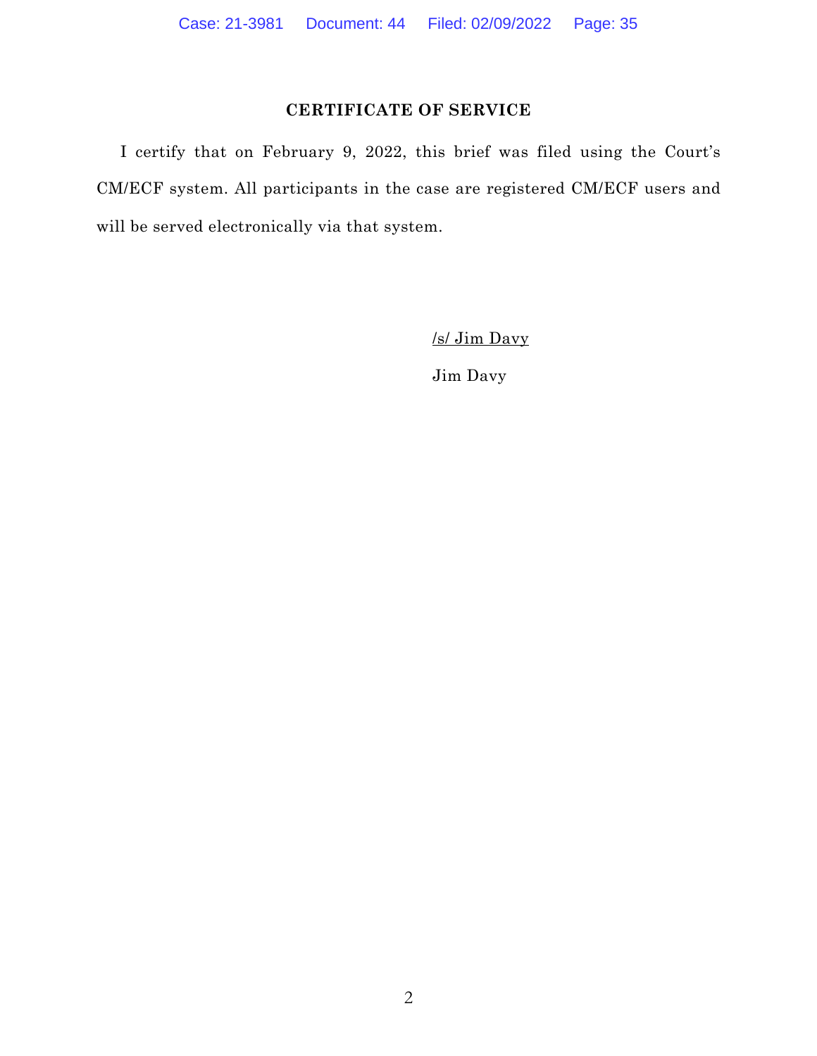**CERTIFICATE OF SERVICE**

I certify that on February 9, 2022, this brief was filed using the Court's CM/ECF system. All participants in the case are registered CM/ECF users and will be served electronically via that system.

/s/ Jim Davy

Jim Davy